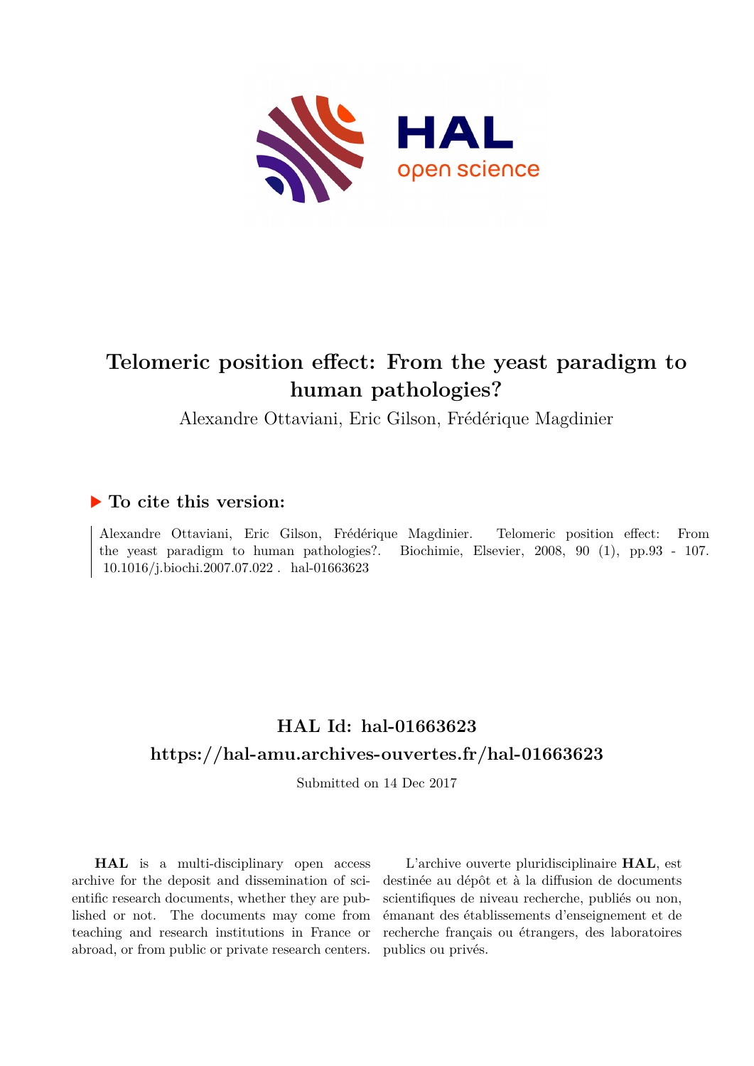# Telomeric position effect: From the yeast paradigm to human pathologies?

Alexandre Ottaviani, Eric Gilson, Frédérique Magdinier

## ▶ To cite this version:

Alexandre Ottaviani, Eric Gilson, Frédérique Magdinier. Telomeric position effect: From the yeast paradigm to human pathologies?. Biochimie, Elsevier, 2008, 90 (1), pp.93 - 107. 10.1016/j.biochi.2007.07.022 . hal-01663623

## HAL Id: hal-01663623

## https://hal-amu.archives-ouvertes.fr/hal-01663623

Submitted on 14 Dec 2017

**HAL** is a multi-disciplinary open access archive for the deposit and dissemination of scientific research documents, whether they are published or not. The documents may come from teaching and research institutions in France or abroad, or from public or private research centers.

L'archive ouverte pluridisciplinaire **HAL**, est destinée au dépôt et à la diffusion de documents scientifiques de niveau recherche, publiés ou non, émanant des établissements d'enseignement et de recherche français ou étrangers, des laboratoires publics ou privés.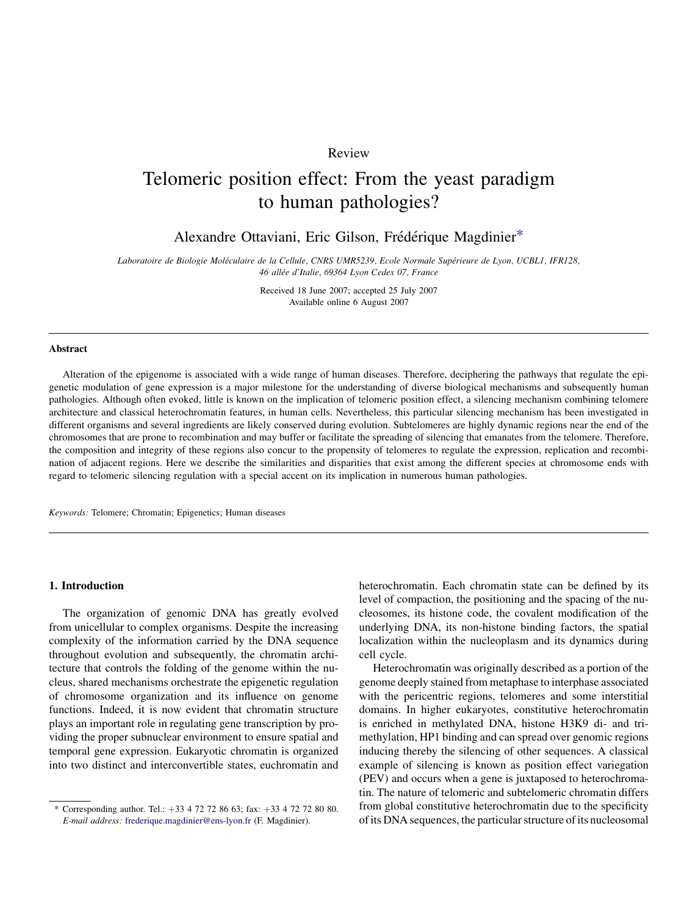Review

# Telomeric position effect: From the yeast paradigm to human pathologies?

Alexandre Ottaviani, Eric Gilson, Frédérique Magdinier*

*Laboratoire de Biologie Moléculaire de la Cellule, CNRS UMR5239, Ecole Normale Supérieure de Lyon, UCBL1, IFR128, 46 allée d'Italie, 69364 Lyon Cedex 07, France*

Received 18 June 2007; accepted 25 July 2007
Available online 6 August 2007

## Abstract

Alteration of the epigenome is associated with a wide range of human diseases. Therefore, deciphering the pathways that regulate the epigenetic modulation of gene expression is a major milestone for the understanding of diverse biological mechanisms and subsequently human pathologies. Although often evoked, little is known on the implication of telomeric position effect, a silencing mechanism combining telomere architecture and classical heterochromatin features, in human cells. Nevertheless, this particular silencing mechanism has been investigated in different organisms and several ingredients are likely conserved during evolution. Subtelomeres are highly dynamic regions near the end of the chromosomes that are prone to recombination and may buffer or facilitate the spreading of silencing that emanates from the telomere. Therefore, the composition and integrity of these regions also concur to the propensity of telomeres to regulate the expression, replication and recombination of adjacent regions. Here we describe the similarities and disparities that exist among the different species at chromosome ends with regard to telomeric silencing regulation with a special accent on its implication in numerous human pathologies.

*Keywords:* Telomere; Chromatin; Epigenetics; Human diseases

## 1. Introduction

The organization of genomic DNA has greatly evolved from unicellular to complex organisms. Despite the increasing complexity of the information carried by the DNA sequence throughout evolution and subsequently, the chromatin architecture that controls the folding of the genome within the nucleus, shared mechanisms orchestrate the epigenetic regulation of chromosome organization and its influence on genome functions. Indeed, it is now evident that chromatin structure plays an important role in regulating gene transcription by providing the proper subnuclear environment to ensure spatial and temporal gene expression. Eukaryotic chromatin is organized into two distinct and interconvertible states, euchromatin and heterochromatin. Each chromatin state can be defined by its level of compaction, the positioning and the spacing of the nucleosomes, its histone code, the covalent modification of the underlying DNA, its non-histone binding factors, the spatial localization within the nucleoplasm and its dynamics during cell cycle.

Heterochromatin was originally described as a portion of the genome deeply stained from metaphase to interphase associated with the pericentric regions, telomeres and some interstitial domains. In higher eukaryotes, constitutive heterochromatin is enriched in methylated DNA, histone H3K9 di- and trimethylation, HP1 binding and can spread over genomic regions inducing thereby the silencing of other sequences. A classical example of silencing is known as position effect variegation (PEV) and occurs when a gene is juxtaposed to heterochromatin. The nature of telomeric and subtelomeric chromatin differs from global constitutive heterochromatin due to the specificity of its DNA sequences, the particular structure of its nucleosomal

\* Corresponding author. Tel.: +33 4 72 72 86 63; fax: +33 4 72 72 80 80. *E-mail address:* frederique.magdinier@ens-lyon.fr (F. Magdinier).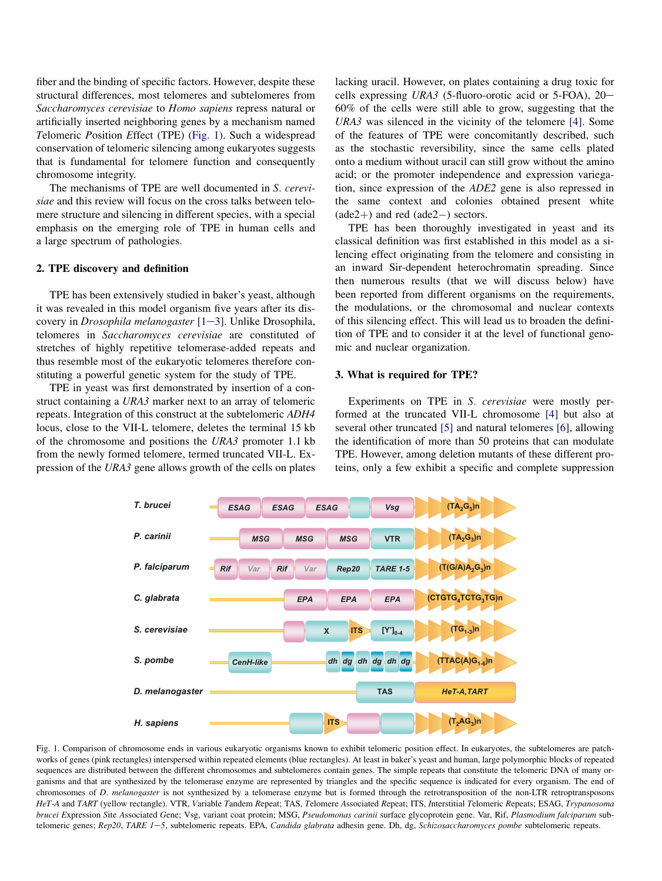fiber and the binding of specific factors. However, despite these structural differences, most telomeres and subtelomeres from *Saccharomyces cerevisiae* to *Homo sapiens* repress natural or artificially inserted neighboring genes by a mechanism named *T*elomeric *P*osition *E*ffect (TPE) (Fig. 1). Such a widespread conservation of telomeric silencing among eukaryotes suggests that is fundamental for telomere function and consequently chromosome integrity.

The mechanisms of TPE are well documented in *S. cerevisiae* and this review will focus on the cross talks between telomere structure and silencing in different species, with a special emphasis on the emerging role of TPE in human cells and a large spectrum of pathologies.

## 2. TPE discovery and definition

TPE has been extensively studied in baker's yeast, although it was revealed in this model organism five years after its discovery in *Drosophila melanogaster* [1−3]. Unlike Drosophila, telomeres in *Saccharomyces cerevisiae* are constituted of stretches of highly repetitive telomerase-added repeats and thus resemble most of the eukaryotic telomeres therefore constituting a powerful genetic system for the study of TPE.

TPE in yeast was first demonstrated by insertion of a construct containing a *URA3* marker next to an array of telomeric repeats. Integration of this construct at the subtelomeric *ADH4* locus, close to the VII-L telomere, deletes the terminal 15 kb of the chromosome and positions the *URA3* promoter 1.1 kb from the newly formed telomere, termed truncated VII-L. Expression of the *URA3* gene allows growth of the cells on plates lacking uracil. However, on plates containing a drug toxic for cells expressing *URA3* (5-fluoro-orotic acid or 5-FOA), 20−60% of the cells were still able to grow, suggesting that the *URA3* was silenced in the vicinity of the telomere [4]. Some of the features of TPE were concomitantly described, such as the stochastic reversibility, since the same cells plated onto a medium without uracil can still grow without the amino acid; or the promoter independence and expression variegation, since expression of the *ADE2* gene is also repressed in the same context and colonies obtained present white (ade2+) and red (ade2−) sectors.

TPE has been thoroughly investigated in yeast and its classical definition was first established in this model as a silencing effect originating from the telomere and consisting in an inward Sir-dependent heterochromatin spreading. Since then numerous results (that we will discuss below) have been reported from different organisms on the requirements, the modulations, or the chromosomal and nuclear contexts of this silencing effect. This will lead us to broaden the definition of TPE and to consider it at the level of functional genomic and nuclear organization.

## 3. What is required for TPE?

Experiments on TPE in *S. cerevisiae* were mostly performed at the truncated VII-L chromosome [4] but also at several other truncated [5] and natural telomeres [6], allowing the identification of more than 50 proteins that can modulate TPE. However, among deletion mutants of these different proteins, only a few exhibit a specific and complete suppression

Fig. 1. Comparison of chromosome ends in various eukaryotic organisms known to exhibit telomeric position effect. In eukaryotes, the subtelomeres are patchworks of genes (pink rectangles) interspersed within repeated elements (blue rectangles). At least in baker's yeast and human, large polymorphic blocks of repeated sequences are distributed between the different chromosomes and subtelomeres contain genes. The simple repeats that constitute the telomeric DNA of many organisms and that are synthesized by the telomerase enzyme are represented by triangles and the specific sequence is indicated for every organism. The end of chromosomes of *D. melanogaster* is not synthesized by a telomerase enzyme but is formed through the retrotransposition of the non-LTR retrotransposons *HeT-A* and *TART* (yellow rectangle). VTR, Variable Tandem Repeat; TAS, Telomere Associated Repeat; ITS, Interstitial Telomeric Repeats; ESAG, *Trypanosoma brucei* Expression Site Associated Gene; Vsg, variant coat protein; MSG, *Pseudomonas carinii* surface glycoprotein gene. Var, Rif, *Plasmodium falciparum* subtelomeric genes; *Rep20*, *TARE 1−5*, subtelomeric repeats. EPA, *Candida glabrata* adhesin gene. Dh, dg, *Schizosaccharomyces pombe* subtelomeric repeats.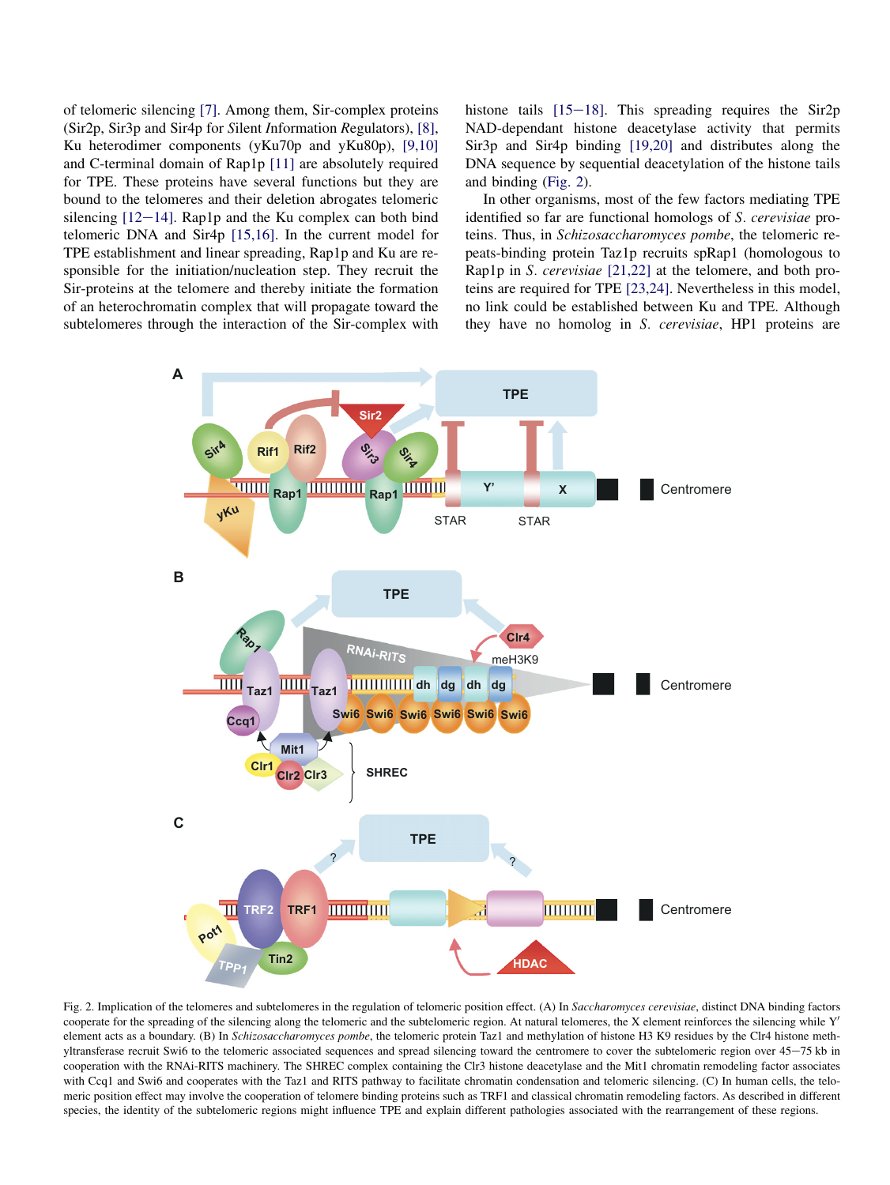of telomeric silencing [7]. Among them, Sir-complex proteins (Sir2p, Sir3p and Sir4p for *S*ilent *I*nformation *R*egulators), [8], Ku heterodimer components (yKu70p and yKu80p), [9,10] and C-terminal domain of Rap1p [11] are absolutely required for TPE. These proteins have several functions but they are bound to the telomeres and their deletion abrogates telomeric silencing [12−14]. Rap1p and the Ku complex can both bind telomeric DNA and Sir4p [15,16]. In the current model for TPE establishment and linear spreading, Rap1p and Ku are responsible for the initiation/nucleation step. They recruit the Sir-proteins at the telomere and thereby initiate the formation of an heterochromatin complex that will propagate toward the subtelomeres through the interaction of the Sir-complex with histone tails [15−18]. This spreading requires the Sir2p NAD-dependant histone deacetylase activity that permits Sir3p and Sir4p binding [19,20] and distributes along the DNA sequence by sequential deacetylation of the histone tails and binding (Fig. 2).

In other organisms, most of the few factors mediating TPE identified so far are functional homologs of *S. cerevisiae* proteins. Thus, in *Schizosaccharomyces pombe*, the telomeric repeats-binding protein Taz1p recruits spRap1 (homologous to Rap1p in *S. cerevisiae* [21,22] at the telomere, and both proteins are required for TPE [23,24]. Nevertheless in this model, no link could be established between Ku and TPE. Although they have no homolog in *S. cerevisiae*, HP1 proteins are

Fig. 2. Implication of the telomeres and subtelomeres in the regulation of telomeric position effect. (A) In *Saccharomyces cerevisiae*, distinct DNA binding factors cooperate for the spreading of the silencing along the telomeric and the subtelomeric region. At natural telomeres, the X element reinforces the silencing while Y′ element acts as a boundary. (B) In *Schizosaccharomyces pombe*, the telomeric protein Taz1 and methylation of histone H3 K9 residues by the Clr4 histone methyltransferase recruit Swi6 to the telomeric associated sequences and spread silencing toward the centromere to cover the subtelomeric region over 45−75 kb in cooperation with the RNAi-RITS machinery. The SHREC complex containing the Clr3 histone deacetylase and the Mit1 chromatin remodeling factor associates with Ccq1 and Swi6 and cooperates with the Taz1 and RITS pathway to facilitate chromatin condensation and telomeric silencing. (C) In human cells, the telomeric position effect may involve the cooperation of telomere binding proteins such as TRF1 and classical chromatin remodeling factors. As described in different species, the identity of the subtelomeric regions might influence TPE and explain different pathologies associated with the rearrangement of these regions.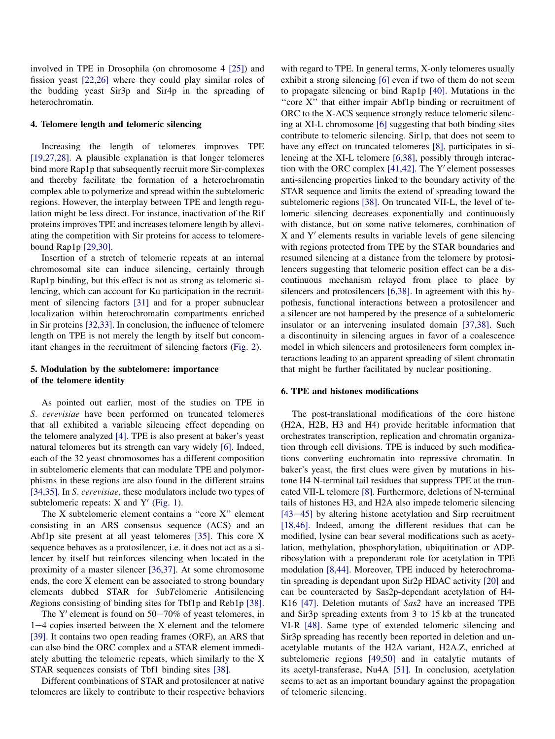involved in TPE in Drosophila (on chromosome 4 [25]) and fission yeast [22,26] where they could play similar roles of the budding yeast Sir3p and Sir4p in the spreading of heterochromatin.

## 4. Telomere length and telomeric silencing

Increasing the length of telomeres improves TPE [19,27,28]. A plausible explanation is that longer telomeres bind more Rap1p that subsequently recruit more Sir-complexes and thereby facilitate the formation of a heterochromatin complex able to polymerize and spread within the subtelomeric regions. However, the interplay between TPE and length regulation might be less direct. For instance, inactivation of the Rif proteins improves TPE and increases telomere length by alleviating the competition with Sir proteins for access to telomere-bound Rap1p [29,30].

Insertion of a stretch of telomeric repeats at an internal chromosomal site can induce silencing, certainly through Rap1p binding, but this effect is not as strong as telomeric silencing, which can account for Ku participation in the recruitment of silencing factors [31] and for a proper subnuclear localization within heterochromatin compartments enriched in Sir proteins [32,33]. In conclusion, the influence of telomere length on TPE is not merely the length by itself but concomitant changes in the recruitment of silencing factors (Fig. 2).

## 5. Modulation by the subtelomere: importance of the telomere identity

As pointed out earlier, most of the studies on TPE in *S. cerevisiae* have been performed on truncated telomeres that all exhibited a variable silencing effect depending on the telomere analyzed [4]. TPE is also present at baker's yeast natural telomeres but its strength can vary widely [6]. Indeed, each of the 32 yeast chromosomes has a different composition in subtelomeric elements that can modulate TPE and polymorphisms in these regions are also found in the different strains [34,35]. In *S. cerevisiae*, these modulators include two types of subtelomeric repeats: X and Y′ (Fig. 1).

The X subtelomeric element contains a ''core X'' element consisting in an ARS consensus sequence (ACS) and an Abf1p site present at all yeast telomeres [35]. This core X sequence behaves as a protosilencer, i.e. it does not act as a silencer by itself but reinforces silencing when located in the proximity of a master silencer [36,37]. At some chromosome ends, the core X element can be associated to strong boundary elements dubbed STAR for *S*ub*T*elomeric *A*ntisilencing *R*egions consisting of binding sites for Tbf1p and Reb1p [38].

The Y′ element is found on 50−70% of yeast telomeres, in 1−4 copies inserted between the X element and the telomere [39]. It contains two open reading frames (ORF), an ARS that can also bind the ORC complex and a STAR element immediately abutting the telomeric repeats, which similarly to the X STAR sequences consists of Tbf1 binding sites [38].

Different combinations of STAR and protosilencer at native telomeres are likely to contribute to their respective behaviors with regard to TPE. In general terms, X-only telomeres usually exhibit a strong silencing [6] even if two of them do not seem to propagate silencing or bind Rap1p [40]. Mutations in the ''core X'' that either impair Abf1p binding or recruitment of ORC to the X-ACS sequence strongly reduce telomeric silencing at XI-L chromosome [6] suggesting that both binding sites contribute to telomeric silencing. Sir1p, that does not seem to have any effect on truncated telomeres [8], participates in silencing at the XI-L telomere [6,38], possibly through interaction with the ORC complex [41,42]. The Y′ element possesses anti-silencing properties linked to the boundary activity of the STAR sequence and limits the extend of spreading toward the subtelomeric regions [38]. On truncated VII-L, the level of telomeric silencing decreases exponentially and continuously with distance, but on some native telomeres, combination of X and Y′ elements results in variable levels of gene silencing with regions protected from TPE by the STAR boundaries and resumed silencing at a distance from the telomere by protosilencers suggesting that telomeric position effect can be a discontinuous mechanism relayed from place to place by silencers and protosilencers [6,38]. In agreement with this hypothesis, functional interactions between a protosilencer and a silencer are not hampered by the presence of a subtelomeric insulator or an intervening insulated domain [37,38]. Such a discontinuity in silencing argues in favor of a coalescence model in which silencers and protosilencers form complex interactions leading to an apparent spreading of silent chromatin that might be further facilitated by nuclear positioning.

## 6. TPE and histones modifications

The post-translational modifications of the core histone (H2A, H2B, H3 and H4) provide heritable information that orchestrates transcription, replication and chromatin organization through cell divisions. TPE is induced by such modifications converting euchromatin into repressive chromatin. In baker's yeast, the first clues were given by mutations in histone H4 N-terminal tail residues that suppress TPE at the truncated VII-L telomere [8]. Furthermore, deletions of N-terminal tails of histones H3, and H2A also impede telomeric silencing [43−45] by altering histone acetylation and Sirp recruitment [18,46]. Indeed, among the different residues that can be modified, lysine can bear several modifications such as acetylation, methylation, phosphorylation, ubiquitination or ADP-ribosylation with a preponderant role for acetylation in TPE modulation [8,44]. Moreover, TPE induced by heterochromatin spreading is dependant upon Sir2p HDAC activity [20] and can be counteracted by Sas2p-dependant acetylation of H4-K16 [47]. Deletion mutants of *Sas2* have an increased TPE and Sir3p spreading extents from 3 to 15 kb at the truncated VI-R [48]. Same type of extended telomeric silencing and Sir3p spreading has recently been reported in deletion and unacetylable mutants of the H2A variant, H2A.Z, enriched at subtelomeric regions [49,50] and in catalytic mutants of its acetyl-transferase, Nu4A [51]. In conclusion, acetylation seems to act as an important boundary against the propagation of telomeric silencing.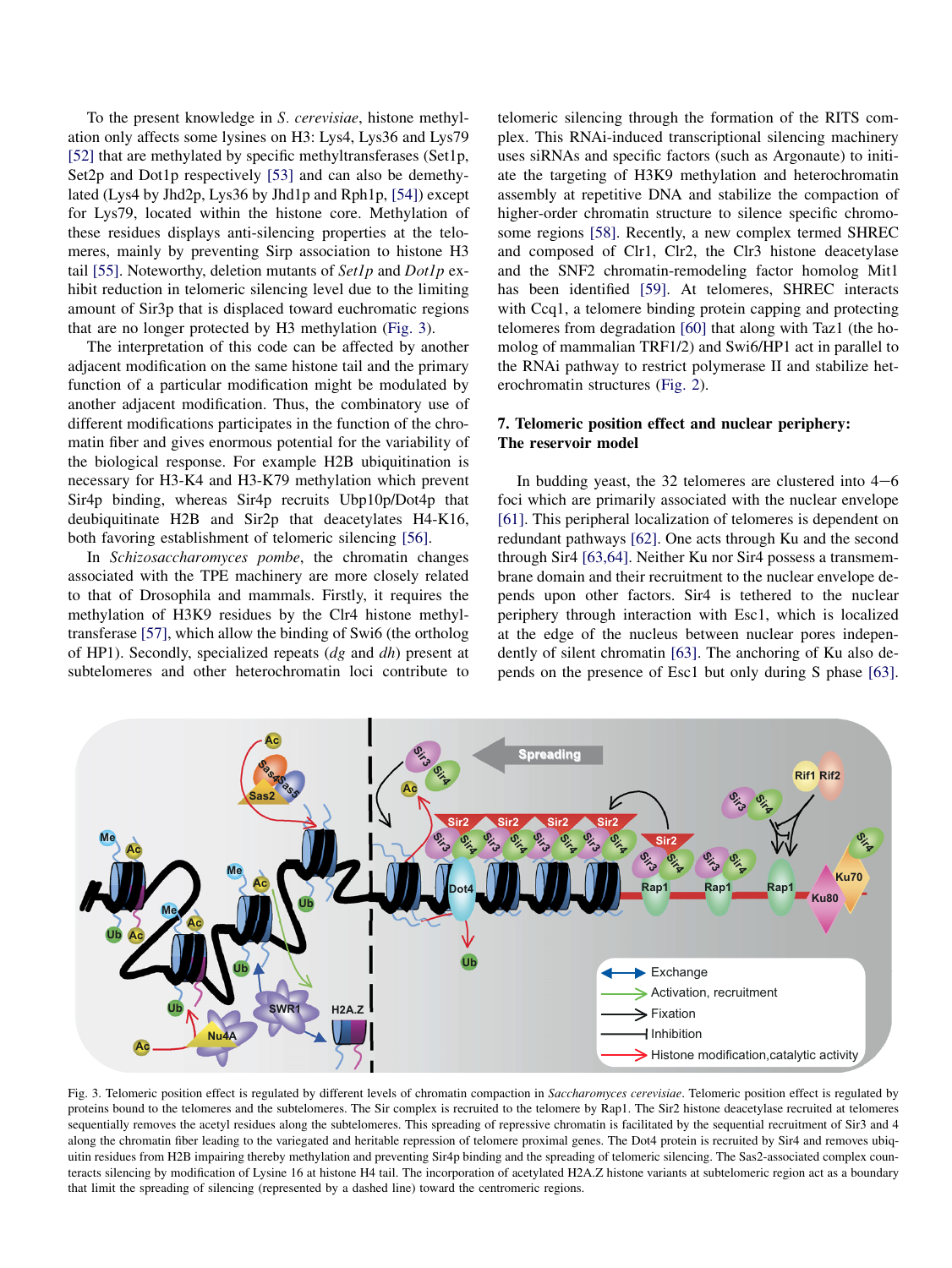To the present knowledge in *S. cerevisiae*, histone methylation only affects some lysines on H3: Lys4, Lys36 and Lys79 [52] that are methylated by specific methyltransferases (Set1p, Set2p and Dot1p respectively [53] and can also be demethylated (Lys4 by Jhd2p, Lys36 by Jhd1p and Rph1p, [54]) except for Lys79, located within the histone core. Methylation of these residues displays anti-silencing properties at the telomeres, mainly by preventing Sirp association to histone H3 tail [55]. Noteworthy, deletion mutants of *Set1p* and *Dot1p* exhibit reduction in telomeric silencing level due to the limiting amount of Sir3p that is displaced toward euchromatic regions that are no longer protected by H3 methylation (Fig. 3).

The interpretation of this code can be affected by another adjacent modification on the same histone tail and the primary function of a particular modification might be modulated by another adjacent modification. Thus, the combinatory use of different modifications participates in the function of the chromatin fiber and gives enormous potential for the variability of the biological response. For example H2B ubiquitination is necessary for H3-K4 and H3-K79 methylation which prevent Sir4p binding, whereas Sir4p recruits Ubp10p/Dot4p that deubiquitinate H2B and Sir2p that deacetylates H4-K16, both favoring establishment of telomeric silencing [56].

In *Schizosaccharomyces pombe*, the chromatin changes associated with the TPE machinery are more closely related to that of Drosophila and mammals. Firstly, it requires the methylation of H3K9 residues by the Clr4 histone methyltransferase [57], which allow the binding of Swi6 (the ortholog of HP1). Secondly, specialized repeats (*dg* and *dh*) present at subtelomeres and other heterochromatin loci contribute to telomeric silencing through the formation of the RITS complex. This RNAi-induced transcriptional silencing machinery uses siRNAs and specific factors (such as Argonaute) to initiate the targeting of H3K9 methylation and heterochromatin assembly at repetitive DNA and stabilize the compaction of higher-order chromatin structure to silence specific chromosome regions [58]. Recently, a new complex termed SHREC and composed of Clr1, Clr2, the Clr3 histone deacetylase and the SNF2 chromatin-remodeling factor homolog Mit1 has been identified [59]. At telomeres, SHREC interacts with Ccq1, a telomere binding protein capping and protecting telomeres from degradation [60] that along with Taz1 (the homolog of mammalian TRF1/2) and Swi6/HP1 act in parallel to the RNAi pathway to restrict polymerase II and stabilize heterochromatin structures (Fig. 2).

## 7. Telomeric position effect and nuclear periphery: The reservoir model

In budding yeast, the 32 telomeres are clustered into 4−6 foci which are primarily associated with the nuclear envelope [61]. This peripheral localization of telomeres is dependent on redundant pathways [62]. One acts through Ku and the second through Sir4 [63,64]. Neither Ku nor Sir4 possess a transmembrane domain and their recruitment to the nuclear envelope depends upon other factors. Sir4 is tethered to the nuclear periphery through interaction with Esc1, which is localized at the edge of the nucleus between nuclear pores independently of silent chromatin [63]. The anchoring of Ku also depends on the presence of Esc1 but only during S phase [63].

Fig. 3. Telomeric position effect is regulated by different levels of chromatin compaction in *Saccharomyces cerevisiae*. Telomeric position effect is regulated by proteins bound to the telomeres and the subtelomeres. The Sir complex is recruited to the telomere by Rap1. The Sir2 histone deacetylase recruited at telomeres sequentially removes the acetyl residues along the subtelomeres. This spreading of repressive chromatin is facilitated by the sequential recruitment of Sir3 and 4 along the chromatin fiber leading to the variegated and heritable repression of telomere proximal genes. The Dot4 protein is recruited by Sir4 and removes ubiquitin residues from H2B impairing thereby methylation and preventing Sir4p binding and the spreading of telomeric silencing. The Sas2-associated complex counteracts silencing by modification of Lysine 16 at histone H4 tail. The incorporation of acetylated H2A.Z histone variants at subtelomeric region act as a boundary that limit the spreading of silencing (represented by a dashed line) toward the centromeric regions.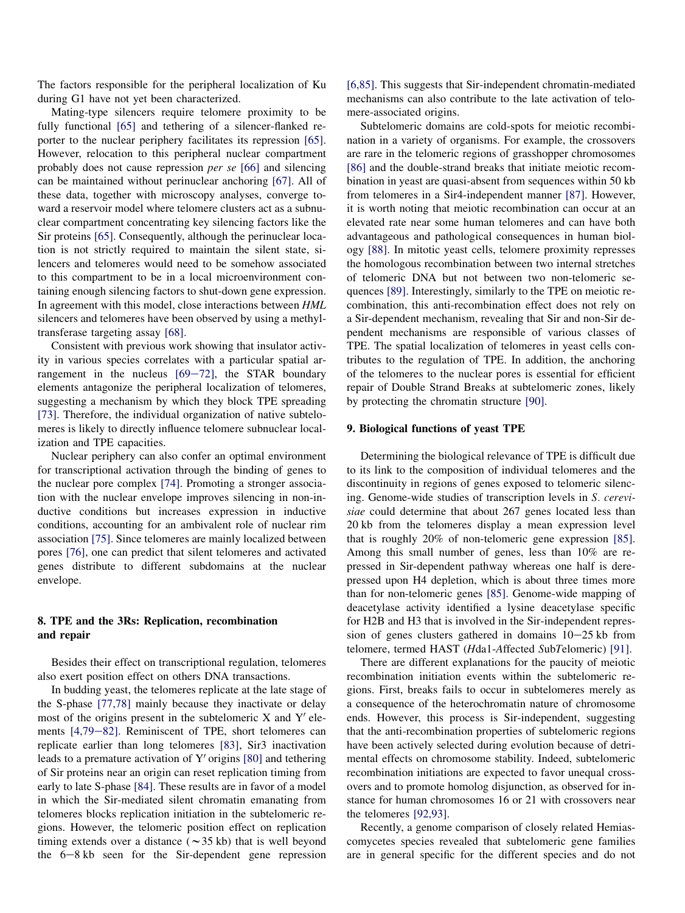The factors responsible for the peripheral localization of Ku during G1 have not yet been characterized.

Mating-type silencers require telomere proximity to be fully functional [65] and tethering of a silencer-flanked reporter to the nuclear periphery facilitates its repression [65]. However, relocation to this peripheral nuclear compartment probably does not cause repression *per se* [66] and silencing can be maintained without perinuclear anchoring [67]. All of these data, together with microscopy analyses, converge toward a reservoir model where telomere clusters act as a subnuclear compartment concentrating key silencing factors like the Sir proteins [65]. Consequently, although the perinuclear location is not strictly required to maintain the silent state, silencers and telomeres would need to be somehow associated to this compartment to be in a local microenvironment containing enough silencing factors to shut-down gene expression. In agreement with this model, close interactions between *HML* silencers and telomeres have been observed by using a methyltransferase targeting assay [68].

Consistent with previous work showing that insulator activity in various species correlates with a particular spatial arrangement in the nucleus [69–72], the STAR boundary elements antagonize the peripheral localization of telomeres, suggesting a mechanism by which they block TPE spreading [73]. Therefore, the individual organization of native subtelomeres is likely to directly influence telomere subnuclear localization and TPE capacities.

Nuclear periphery can also confer an optimal environment for transcriptional activation through the binding of genes to the nuclear pore complex [74]. Promoting a stronger association with the nuclear envelope improves silencing in non-inductive conditions but increases expression in inductive conditions, accounting for an ambivalent role of nuclear rim association [75]. Since telomeres are mainly localized between pores [76], one can predict that silent telomeres and activated genes distribute to different subdomains at the nuclear envelope.

## 8. TPE and the 3Rs: Replication, recombination and repair

Besides their effect on transcriptional regulation, telomeres also exert position effect on others DNA transactions.

In budding yeast, the telomeres replicate at the late stage of the S-phase [77,78] mainly because they inactivate or delay most of the origins present in the subtelomeric X and Y′ elements [4,79–82]. Reminiscent of TPE, short telomeres can replicate earlier than long telomeres [83], Sir3 inactivation leads to a premature activation of Y′ origins [80] and tethering of Sir proteins near an origin can reset replication timing from early to late S-phase [84]. These results are in favor of a model in which the Sir-mediated silent chromatin emanating from telomeres blocks replication initiation in the subtelomeric regions. However, the telomeric position effect on replication timing extends over a distance (~35 kb) that is well beyond the 6–8 kb seen for the Sir-dependent gene repression [6,85]. This suggests that Sir-independent chromatin-mediated mechanisms can also contribute to the late activation of telomere-associated origins.

Subtelomeric domains are cold-spots for meiotic recombination in a variety of organisms. For example, the crossovers are rare in the telomeric regions of grasshopper chromosomes [86] and the double-strand breaks that initiate meiotic recombination in yeast are quasi-absent from sequences within 50 kb from telomeres in a Sir4-independent manner [87]. However, it is worth noting that meiotic recombination can occur at an elevated rate near some human telomeres and can have both advantageous and pathological consequences in human biology [88]. In mitotic yeast cells, telomere proximity represses the homologous recombination between two internal stretches of telomeric DNA but not between two non-telomeric sequences [89]. Interestingly, similarly to the TPE on meiotic recombination, this anti-recombination effect does not rely on a Sir-dependent mechanism, revealing that Sir and non-Sir dependent mechanisms are responsible of various classes of TPE. The spatial localization of telomeres in yeast cells contributes to the regulation of TPE. In addition, the anchoring of the telomeres to the nuclear pores is essential for efficient repair of Double Strand Breaks at subtelomeric zones, likely by protecting the chromatin structure [90].

## 9. Biological functions of yeast TPE

Determining the biological relevance of TPE is difficult due to its link to the composition of individual telomeres and the discontinuity in regions of genes exposed to telomeric silencing. Genome-wide studies of transcription levels in *S. cerevisiae* could determine that about 267 genes located less than 20 kb from the telomeres display a mean expression level that is roughly 20% of non-telomeric gene expression [85]. Among this small number of genes, less than 10% are repressed in Sir-dependent pathway whereas one half is derepressed upon H4 depletion, which is about three times more than for non-telomeric genes [85]. Genome-wide mapping of deacetylase activity identified a lysine deacetylase specific for H2B and H3 that is involved in the Sir-independent repression of genes clusters gathered in domains 10–25 kb from telomere, termed HAST (*H*da1-*A*ffected *S*ub*T*elomeric) [91].

There are different explanations for the paucity of meiotic recombination initiation events within the subtelomeric regions. First, breaks fails to occur in subtelomeres merely as a consequence of the heterochromatin nature of chromosome ends. However, this process is Sir-independent, suggesting that the anti-recombination properties of subtelomeric regions have been actively selected during evolution because of detrimental effects on chromosome stability. Indeed, subtelomeric recombination initiations are expected to favor unequal crossovers and to promote homolog disjunction, as observed for instance for human chromosomes 16 or 21 with crossovers near the telomeres [92,93].

Recently, a genome comparison of closely related Hemiascomycetes species revealed that subtelomeric gene families are in general specific for the different species and do not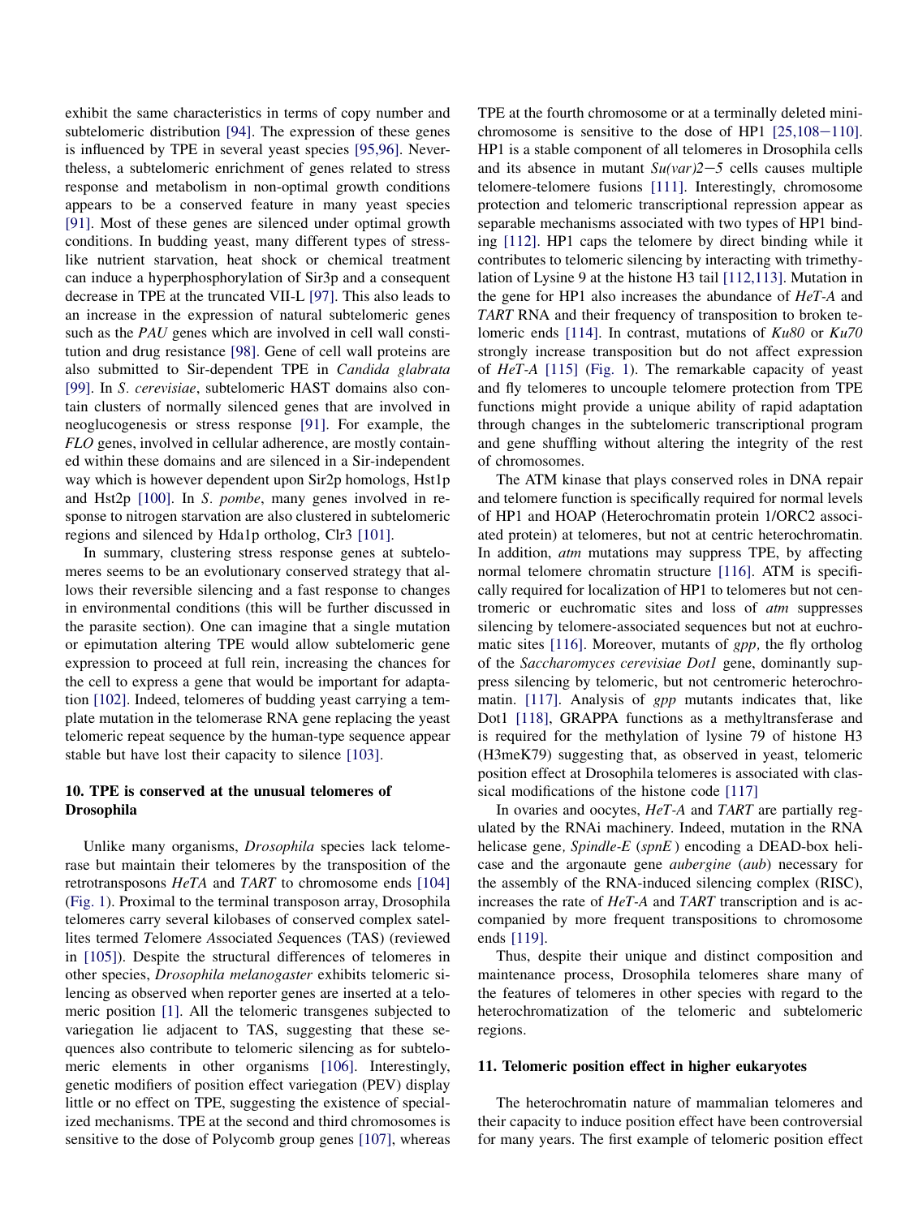exhibit the same characteristics in terms of copy number and subtelomeric distribution [94]. The expression of these genes is influenced by TPE in several yeast species [95,96]. Nevertheless, a subtelomeric enrichment of genes related to stress response and metabolism in non-optimal growth conditions appears to be a conserved feature in many yeast species [91]. Most of these genes are silenced under optimal growth conditions. In budding yeast, many different types of stress-like nutrient starvation, heat shock or chemical treatment can induce a hyperphosphorylation of Sir3p and a consequent decrease in TPE at the truncated VII-L [97]. This also leads to an increase in the expression of natural subtelomeric genes such as the *PAU* genes which are involved in cell wall constitution and drug resistance [98]. Gene of cell wall proteins are also submitted to Sir-dependent TPE in *Candida glabrata* [99]. In *S. cerevisiae*, subtelomeric HAST domains also contain clusters of normally silenced genes that are involved in neoglucogenesis or stress response [91]. For example, the *FLO* genes, involved in cellular adherence, are mostly contained within these domains and are silenced in a Sir-independent way which is however dependent upon Sir2p homologs, Hst1p and Hst2p [100]. In *S. pombe*, many genes involved in response to nitrogen starvation are also clustered in subtelomeric regions and silenced by Hda1p ortholog, Clr3 [101].

In summary, clustering stress response genes at subtelomeres seems to be an evolutionary conserved strategy that allows their reversible silencing and a fast response to changes in environmental conditions (this will be further discussed in the parasite section). One can imagine that a single mutation or epimutation altering TPE would allow subtelomeric gene expression to proceed at full rein, increasing the chances for the cell to express a gene that would be important for adaptation [102]. Indeed, telomeres of budding yeast carrying a template mutation in the telomerase RNA gene replacing the yeast telomeric repeat sequence by the human-type sequence appear stable but have lost their capacity to silence [103].

## 10. TPE is conserved at the unusual telomeres of Drosophila

Unlike many organisms, *Drosophila* species lack telomerase but maintain their telomeres by the transposition of the retrotransposons *HeTA* and *TART* to chromosome ends [104] (Fig. 1). Proximal to the terminal transposon array, Drosophila telomeres carry several kilobases of conserved complex satellites termed *T*elomere *A*ssociated *S*equences (TAS) (reviewed in [105]). Despite the structural differences of telomeres in other species, *Drosophila melanogaster* exhibits telomeric silencing as observed when reporter genes are inserted at a telomeric position [1]. All the telomeric transgenes subjected to variegation lie adjacent to TAS, suggesting that these sequences also contribute to telomeric silencing as for subtelomeric elements in other organisms [106]. Interestingly, genetic modifiers of position effect variegation (PEV) display little or no effect on TPE, suggesting the existence of specialized mechanisms. TPE at the second and third chromosomes is sensitive to the dose of Polycomb group genes [107], whereas TPE at the fourth chromosome or at a terminally deleted minichromosome is sensitive to the dose of HP1 [25,108−110]. HP1 is a stable component of all telomeres in Drosophila cells and its absence in mutant *Su(var)2−5* cells causes multiple telomere-telomere fusions [111]. Interestingly, chromosome protection and telomeric transcriptional repression appear as separable mechanisms associated with two types of HP1 binding [112]. HP1 caps the telomere by direct binding while it contributes to telomeric silencing by interacting with trimethylation of Lysine 9 at the histone H3 tail [112,113]. Mutation in the gene for HP1 also increases the abundance of *HeT-A* and *TART* RNA and their frequency of transposition to broken telomeric ends [114]. In contrast, mutations of *Ku80* or *Ku70* strongly increase transposition but do not affect expression of *HeT-A* [115] (Fig. 1). The remarkable capacity of yeast and fly telomeres to uncouple telomere protection from TPE functions might provide a unique ability of rapid adaptation through changes in the subtelomeric transcriptional program and gene shuffling without altering the integrity of the rest of chromosomes.

The ATM kinase that plays conserved roles in DNA repair and telomere function is specifically required for normal levels of HP1 and HOAP (Heterochromatin protein 1/ORC2 associated protein) at telomeres, but not at centric heterochromatin. In addition, *atm* mutations may suppress TPE, by affecting normal telomere chromatin structure [116]. ATM is specifically required for localization of HP1 to telomeres but not centromeric or euchromatic sites and loss of *atm* suppresses silencing by telomere-associated sequences but not at euchromatic sites [116]. Moreover, mutants of *gpp,* the fly ortholog of the *Saccharomyces cerevisiae Dot1* gene, dominantly suppress silencing by telomeric, but not centromeric heterochromatin. [117]. Analysis of *gpp* mutants indicates that, like Dot1 [118], GRAPPA functions as a methyltransferase and is required for the methylation of lysine 79 of histone H3 (H3meK79) suggesting that, as observed in yeast, telomeric position effect at Drosophila telomeres is associated with classical modifications of the histone code [117]

In ovaries and oocytes, *HeT-A* and *TART* are partially regulated by the RNAi machinery. Indeed, mutation in the RNA helicase gene*, Spindle-E* (*spnE*) encoding a DEAD-box helicase and the argonaute gene *aubergine* (*aub*) necessary for the assembly of the RNA-induced silencing complex (RISC), increases the rate of *HeT-A* and *TART* transcription and is accompanied by more frequent transpositions to chromosome ends [119].

Thus, despite their unique and distinct composition and maintenance process, Drosophila telomeres share many of the features of telomeres in other species with regard to the heterochromatization of the telomeric and subtelomeric regions.

## 11. Telomeric position effect in higher eukaryotes

The heterochromatin nature of mammalian telomeres and their capacity to induce position effect have been controversial for many years. The first example of telomeric position effect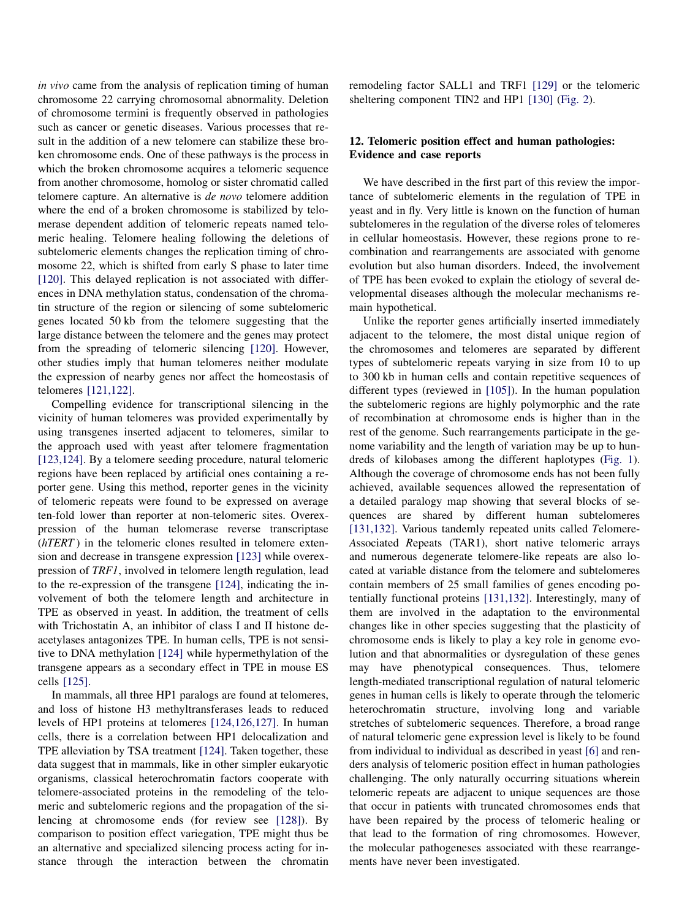*in vivo* came from the analysis of replication timing of human chromosome 22 carrying chromosomal abnormality. Deletion of chromosome termini is frequently observed in pathologies such as cancer or genetic diseases. Various processes that result in the addition of a new telomere can stabilize these broken chromosome ends. One of these pathways is the process in which the broken chromosome acquires a telomeric sequence from another chromosome, homolog or sister chromatid called telomere capture. An alternative is *de novo* telomere addition where the end of a broken chromosome is stabilized by telomerase dependent addition of telomeric repeats named telomeric healing. Telomere healing following the deletions of subtelomeric elements changes the replication timing of chromosome 22, which is shifted from early S phase to later time [120]. This delayed replication is not associated with differences in DNA methylation status, condensation of the chromatin structure of the region or silencing of some subtelomeric genes located 50 kb from the telomere suggesting that the large distance between the telomere and the genes may protect from the spreading of telomeric silencing [120]. However, other studies imply that human telomeres neither modulate the expression of nearby genes nor affect the homeostasis of telomeres [121,122].

Compelling evidence for transcriptional silencing in the vicinity of human telomeres was provided experimentally by using transgenes inserted adjacent to telomeres, similar to the approach used with yeast after telomere fragmentation [123,124]. By a telomere seeding procedure, natural telomeric regions have been replaced by artificial ones containing a reporter gene. Using this method, reporter genes in the vicinity of telomeric repeats were found to be expressed on average ten-fold lower than reporter at non-telomeric sites. Overexpression of the human telomerase reverse transcriptase (*hTERT*) in the telomeric clones resulted in telomere extension and decrease in transgene expression [123] while overexpression of *TRF1*, involved in telomere length regulation, lead to the re-expression of the transgene [124], indicating the involvement of both the telomere length and architecture in TPE as observed in yeast. In addition, the treatment of cells with Trichostatin A, an inhibitor of class I and II histone deacetylases antagonizes TPE. In human cells, TPE is not sensitive to DNA methylation [124] while hypermethylation of the transgene appears as a secondary effect in TPE in mouse ES cells [125].

In mammals, all three HP1 paralogs are found at telomeres, and loss of histone H3 methyltransferases leads to reduced levels of HP1 proteins at telomeres [124,126,127]. In human cells, there is a correlation between HP1 delocalization and TPE alleviation by TSA treatment [124]. Taken together, these data suggest that in mammals, like in other simpler eukaryotic organisms, classical heterochromatin factors cooperate with telomere-associated proteins in the remodeling of the telomeric and subtelomeric regions and the propagation of the silencing at chromosome ends (for review see [128]). By comparison to position effect variegation, TPE might thus be an alternative and specialized silencing process acting for instance through the interaction between the chromatin remodeling factor SALL1 and TRF1 [129] or the telomeric sheltering component TIN2 and HP1 [130] (Fig. 2).

## 12. Telomeric position effect and human pathologies: Evidence and case reports

We have described in the first part of this review the importance of subtelomeric elements in the regulation of TPE in yeast and in fly. Very little is known on the function of human subtelomeres in the regulation of the diverse roles of telomeres in cellular homeostasis. However, these regions prone to recombination and rearrangements are associated with genome evolution but also human disorders. Indeed, the involvement of TPE has been evoked to explain the etiology of several developmental diseases although the molecular mechanisms remain hypothetical.

Unlike the reporter genes artificially inserted immediately adjacent to the telomere, the most distal unique region of the chromosomes and telomeres are separated by different types of subtelomeric repeats varying in size from 10 to up to 300 kb in human cells and contain repetitive sequences of different types (reviewed in [105]). In the human population the subtelomeric regions are highly polymorphic and the rate of recombination at chromosome ends is higher than in the rest of the genome. Such rearrangements participate in the genome variability and the length of variation may be up to hundreds of kilobases among the different haplotypes (Fig. 1). Although the coverage of chromosome ends has not been fully achieved, available sequences allowed the representation of a detailed paralogy map showing that several blocks of sequences are shared by different human subtelomeres [131,132]. Various tandemly repeated units called *T*elomere-*A*ssociated *R*epeats (TAR1), short native telomeric arrays and numerous degenerate telomere-like repeats are also located at variable distance from the telomere and subtelomeres contain members of 25 small families of genes encoding potentially functional proteins [131,132]. Interestingly, many of them are involved in the adaptation to the environmental changes like in other species suggesting that the plasticity of chromosome ends is likely to play a key role in genome evolution and that abnormalities or dysregulation of these genes may have phenotypical consequences. Thus, telomere length-mediated transcriptional regulation of natural telomeric genes in human cells is likely to operate through the telomeric heterochromatin structure, involving long and variable stretches of subtelomeric sequences. Therefore, a broad range of natural telomeric gene expression level is likely to be found from individual to individual as described in yeast [6] and renders analysis of telomeric position effect in human pathologies challenging. The only naturally occurring situations wherein telomeric repeats are adjacent to unique sequences are those that occur in patients with truncated chromosomes ends that have been repaired by the process of telomeric healing or that lead to the formation of ring chromosomes. However, the molecular pathogeneses associated with these rearrangements have never been investigated.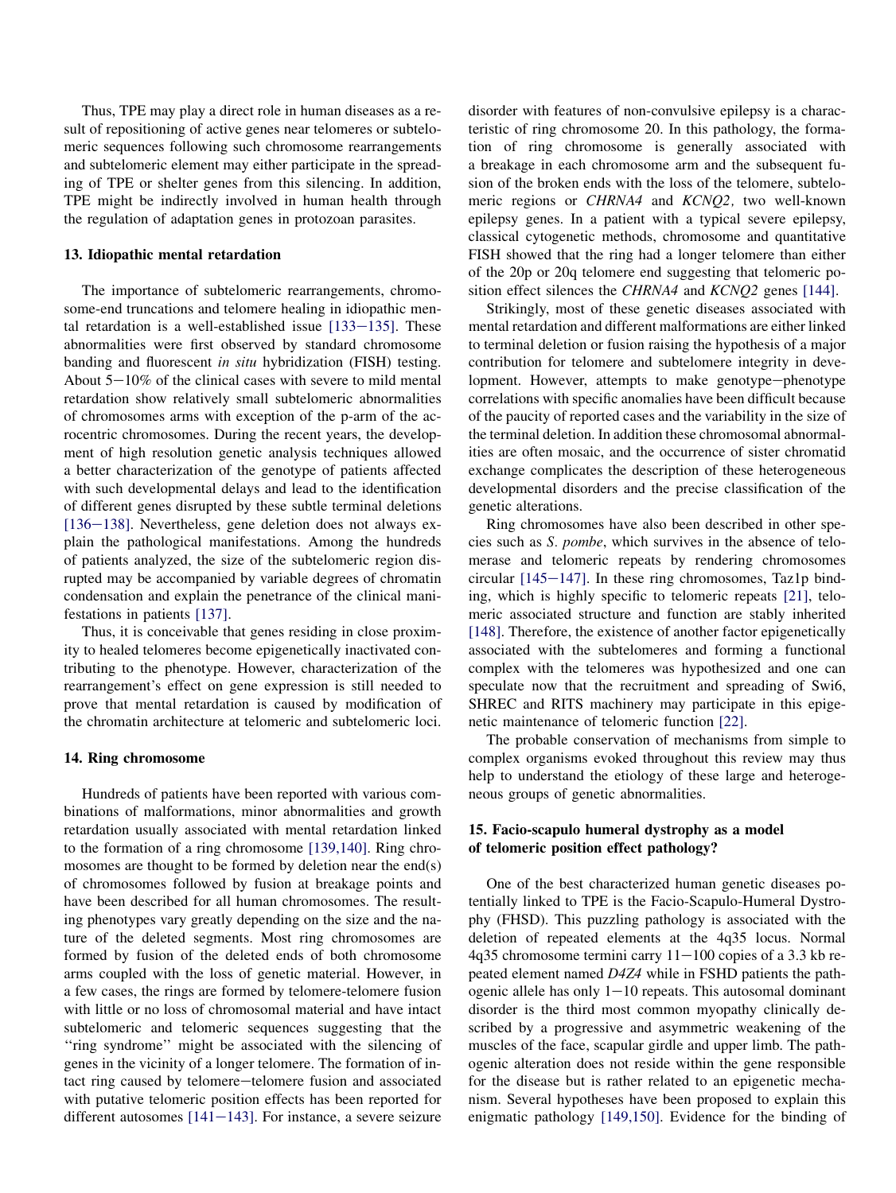Thus, TPE may play a direct role in human diseases as a result of repositioning of active genes near telomeres or subtelomeric sequences following such chromosome rearrangements and subtelomeric element may either participate in the spreading of TPE or shelter genes from this silencing. In addition, TPE might be indirectly involved in human health through the regulation of adaptation genes in protozoan parasites.

## 13. Idiopathic mental retardation

The importance of subtelomeric rearrangements, chromosome-end truncations and telomere healing in idiopathic mental retardation is a well-established issue [133−135]. These abnormalities were first observed by standard chromosome banding and fluorescent *in situ* hybridization (FISH) testing. About 5−10% of the clinical cases with severe to mild mental retardation show relatively small subtelomeric abnormalities of chromosomes arms with exception of the p-arm of the acrocentric chromosomes. During the recent years, the development of high resolution genetic analysis techniques allowed a better characterization of the genotype of patients affected with such developmental delays and lead to the identification of different genes disrupted by these subtle terminal deletions [136−138]. Nevertheless, gene deletion does not always explain the pathological manifestations. Among the hundreds of patients analyzed, the size of the subtelomeric region disrupted may be accompanied by variable degrees of chromatin condensation and explain the penetrance of the clinical manifestations in patients [137].

Thus, it is conceivable that genes residing in close proximity to healed telomeres become epigenetically inactivated contributing to the phenotype. However, characterization of the rearrangement's effect on gene expression is still needed to prove that mental retardation is caused by modification of the chromatin architecture at telomeric and subtelomeric loci.

## 14. Ring chromosome

Hundreds of patients have been reported with various combinations of malformations, minor abnormalities and growth retardation usually associated with mental retardation linked to the formation of a ring chromosome [139,140]. Ring chromosomes are thought to be formed by deletion near the end(s) of chromosomes followed by fusion at breakage points and have been described for all human chromosomes. The resulting phenotypes vary greatly depending on the size and the nature of the deleted segments. Most ring chromosomes are formed by fusion of the deleted ends of both chromosome arms coupled with the loss of genetic material. However, in a few cases, the rings are formed by telomere-telomere fusion with little or no loss of chromosomal material and have intact subtelomeric and telomeric sequences suggesting that the ''ring syndrome'' might be associated with the silencing of genes in the vicinity of a longer telomere. The formation of intact ring caused by telomere−telomere fusion and associated with putative telomeric position effects has been reported for different autosomes [141−143]. For instance, a severe seizure disorder with features of non-convulsive epilepsy is a characteristic of ring chromosome 20. In this pathology, the formation of ring chromosome is generally associated with a breakage in each chromosome arm and the subsequent fusion of the broken ends with the loss of the telomere, subtelomeric regions or *CHRNA4* and *KCNQ2*, two well-known epilepsy genes. In a patient with a typical severe epilepsy, classical cytogenetic methods, chromosome and quantitative FISH showed that the ring had a longer telomere than either of the 20p or 20q telomere end suggesting that telomeric position effect silences the *CHRNA4* and *KCNQ2* genes [144].

Strikingly, most of these genetic diseases associated with mental retardation and different malformations are either linked to terminal deletion or fusion raising the hypothesis of a major contribution for telomere and subtelomere integrity in development. However, attempts to make genotype−phenotype correlations with specific anomalies have been difficult because of the paucity of reported cases and the variability in the size of the terminal deletion. In addition these chromosomal abnormalities are often mosaic, and the occurrence of sister chromatid exchange complicates the description of these heterogeneous developmental disorders and the precise classification of the genetic alterations.

Ring chromosomes have also been described in other species such as *S. pombe*, which survives in the absence of telomerase and telomeric repeats by rendering chromosomes circular [145−147]. In these ring chromosomes, Taz1p binding, which is highly specific to telomeric repeats [21], telomeric associated structure and function are stably inherited [148]. Therefore, the existence of another factor epigenetically associated with the subtelomeres and forming a functional complex with the telomeres was hypothesized and one can speculate now that the recruitment and spreading of Swi6, SHREC and RITS machinery may participate in this epigenetic maintenance of telomeric function [22].

The probable conservation of mechanisms from simple to complex organisms evoked throughout this review may thus help to understand the etiology of these large and heterogeneous groups of genetic abnormalities.

## 15. Facio-scapulo humeral dystrophy as a model of telomeric position effect pathology?

One of the best characterized human genetic diseases potentially linked to TPE is the Facio-Scapulo-Humeral Dystrophy (FHSD). This puzzling pathology is associated with the deletion of repeated elements at the 4q35 locus. Normal 4q35 chromosome termini carry 11−100 copies of a 3.3 kb repeated element named *D4Z4* while in FSHD patients the pathogenic allele has only 1−10 repeats. This autosomal dominant disorder is the third most common myopathy clinically described by a progressive and asymmetric weakening of the muscles of the face, scapular girdle and upper limb. The pathogenic alteration does not reside within the gene responsible for the disease but is rather related to an epigenetic mechanism. Several hypotheses have been proposed to explain this enigmatic pathology [149,150]. Evidence for the binding of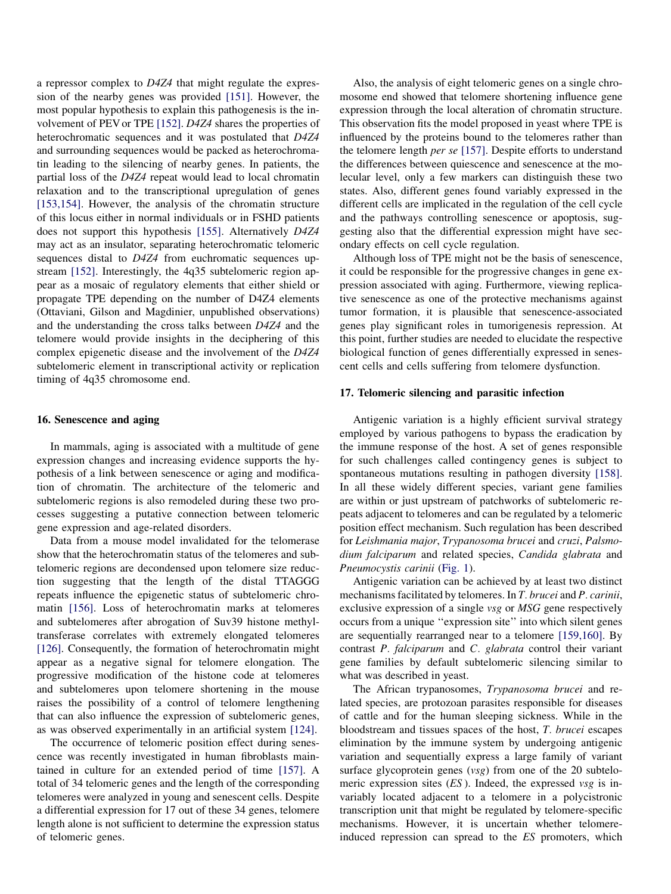a repressor complex to *D4Z4* that might regulate the expression of the nearby genes was provided [151]. However, the most popular hypothesis to explain this pathogenesis is the involvement of PEV or TPE [152]. *D4Z4* shares the properties of heterochromatic sequences and it was postulated that *D4Z4* and surrounding sequences would be packed as heterochromatin leading to the silencing of nearby genes. In patients, the partial loss of the *D4Z4* repeat would lead to local chromatin relaxation and to the transcriptional upregulation of genes [153,154]. However, the analysis of the chromatin structure of this locus either in normal individuals or in FSHD patients does not support this hypothesis [155]. Alternatively *D4Z4* may act as an insulator, separating heterochromatic telomeric sequences distal to *D4Z4* from euchromatic sequences upstream [152]. Interestingly, the 4q35 subtelomeric region appear as a mosaic of regulatory elements that either shield or propagate TPE depending on the number of D4Z4 elements (Ottaviani, Gilson and Magdinier, unpublished observations) and the understanding the cross talks between *D4Z4* and the telomere would provide insights in the deciphering of this complex epigenetic disease and the involvement of the *D4Z4* subtelomeric element in transcriptional activity or replication timing of 4q35 chromosome end.

## 16. Senescence and aging

In mammals, aging is associated with a multitude of gene expression changes and increasing evidence supports the hypothesis of a link between senescence or aging and modification of chromatin. The architecture of the telomeric and subtelomeric regions is also remodeled during these two processes suggesting a putative connection between telomeric gene expression and age-related disorders.

Data from a mouse model invalidated for the telomerase show that the heterochromatin status of the telomeres and subtelomeric regions are decondensed upon telomere size reduction suggesting that the length of the distal TTAGGG repeats influence the epigenetic status of subtelomeric chromatin [156]. Loss of heterochromatin marks at telomeres and subtelomeres after abrogation of Suv39 histone methyltransferase correlates with extremely elongated telomeres [126]. Consequently, the formation of heterochromatin might appear as a negative signal for telomere elongation. The progressive modification of the histone code at telomeres and subtelomeres upon telomere shortening in the mouse raises the possibility of a control of telomere lengthening that can also influence the expression of subtelomeric genes, as was observed experimentally in an artificial system [124].

The occurrence of telomeric position effect during senescence was recently investigated in human fibroblasts maintained in culture for an extended period of time [157]. A total of 34 telomeric genes and the length of the corresponding telomeres were analyzed in young and senescent cells. Despite a differential expression for 17 out of these 34 genes, telomere length alone is not sufficient to determine the expression status of telomeric genes.

Also, the analysis of eight telomeric genes on a single chromosome end showed that telomere shortening influence gene expression through the local alteration of chromatin structure. This observation fits the model proposed in yeast where TPE is influenced by the proteins bound to the telomeres rather than the telomere length *per se* [157]. Despite efforts to understand the differences between quiescence and senescence at the molecular level, only a few markers can distinguish these two states. Also, different genes found variably expressed in the different cells are implicated in the regulation of the cell cycle and the pathways controlling senescence or apoptosis, suggesting also that the differential expression might have secondary effects on cell cycle regulation.

Although loss of TPE might not be the basis of senescence, it could be responsible for the progressive changes in gene expression associated with aging. Furthermore, viewing replicative senescence as one of the protective mechanisms against tumor formation, it is plausible that senescence-associated genes play significant roles in tumorigenesis repression. At this point, further studies are needed to elucidate the respective biological function of genes differentially expressed in senescent cells and cells suffering from telomere dysfunction.

## 17. Telomeric silencing and parasitic infection

Antigenic variation is a highly efficient survival strategy employed by various pathogens to bypass the eradication by the immune response of the host. A set of genes responsible for such challenges called contingency genes is subject to spontaneous mutations resulting in pathogen diversity [158]. In all these widely different species, variant gene families are within or just upstream of patchworks of subtelomeric repeats adjacent to telomeres and can be regulated by a telomeric position effect mechanism. Such regulation has been described for *Leishmania major*, *Trypanosoma brucei* and *cruzi*, *Palsmodium falciparum* and related species, *Candida glabrata* and *Pneumocystis carinii* (Fig. 1).

Antigenic variation can be achieved by at least two distinct mechanisms facilitated by telomeres. In *T. brucei* and *P. carinii*, exclusive expression of a single *vsg* or *MSG* gene respectively occurs from a unique ''expression site'' into which silent genes are sequentially rearranged near to a telomere [159,160]. By contrast *P. falciparum* and *C. glabrata* control their variant gene families by default subtelomeric silencing similar to what was described in yeast.

The African trypanosomes, *Trypanosoma brucei* and related species, are protozoan parasites responsible for diseases of cattle and for the human sleeping sickness. While in the bloodstream and tissues spaces of the host, *T. brucei* escapes elimination by the immune system by undergoing antigenic variation and sequentially express a large family of variant surface glycoprotein genes (*vsg*) from one of the 20 subtelomeric expression sites (*ES*). Indeed, the expressed *vsg* is invariably located adjacent to a telomere in a polycistronic transcription unit that might be regulated by telomere-specific mechanisms. However, it is uncertain whether telomere-induced repression can spread to the *ES* promoters, which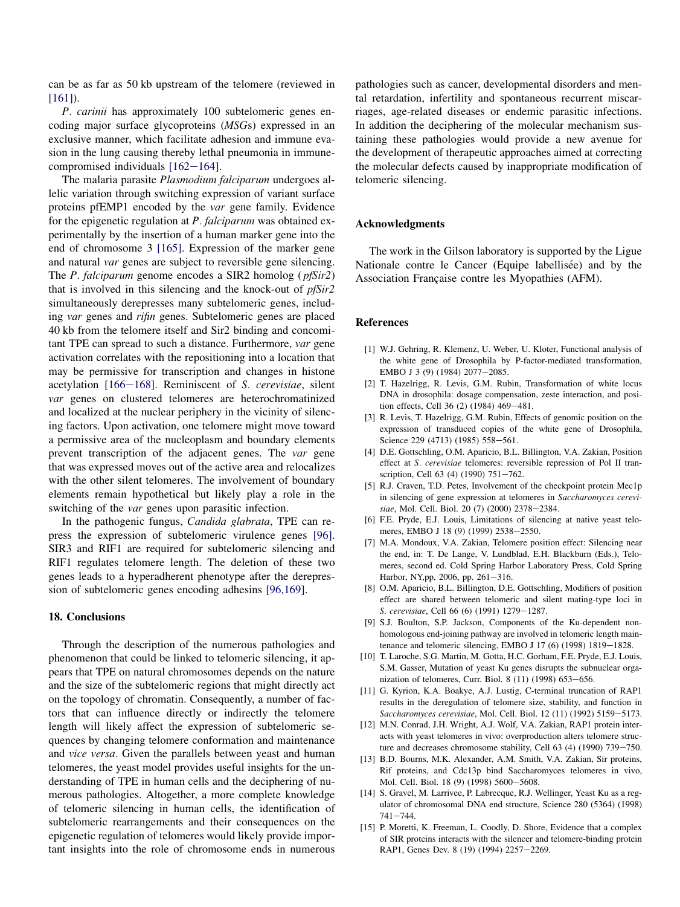can be as far as 50 kb upstream of the telomere (reviewed in [161]).

*P. carinii* has approximately 100 subtelomeric genes encoding major surface glycoproteins (*MSG*s) expressed in an exclusive manner, which facilitate adhesion and immune evasion in the lung causing thereby lethal pneumonia in immune-compromised individuals [162–164].

The malaria parasite *Plasmodium falciparum* undergoes allelic variation through switching expression of variant surface proteins pfEMP1 encoded by the *var* gene family. Evidence for the epigenetic regulation at *P. falciparum* was obtained experimentally by the insertion of a human marker gene into the end of chromosome 3 [165]. Expression of the marker gene and natural *var* genes are subject to reversible gene silencing. The *P. falciparum* genome encodes a SIR2 homolog (*pfSir2*) that is involved in this silencing and the knock-out of *pfSir2* simultaneously derepresses many subtelomeric genes, including *var* genes and *rifin* genes. Subtelomeric genes are placed 40 kb from the telomere itself and Sir2 binding and concomitant TPE can spread to such a distance. Furthermore, *var* gene activation correlates with the repositioning into a location that may be permissive for transcription and changes in histone acetylation [166–168]. Reminiscent of *S. cerevisiae*, silent *var* genes on clustered telomeres are heterochromatinized and localized at the nuclear periphery in the vicinity of silencing factors. Upon activation, one telomere might move toward a permissive area of the nucleoplasm and boundary elements prevent transcription of the adjacent genes. The *var* gene that was expressed moves out of the active area and relocalizes with the other silent telomeres. The involvement of boundary elements remain hypothetical but likely play a role in the switching of the *var* genes upon parasitic infection.

In the pathogenic fungus, *Candida glabrata*, TPE can repress the expression of subtelomeric virulence genes [96]. SIR3 and RIF1 are required for subtelomeric silencing and RIF1 regulates telomere length. The deletion of these two genes leads to a hyperadherent phenotype after the derepression of subtelomeric genes encoding adhesins [96,169].

## 18. Conclusions

Through the description of the numerous pathologies and phenomenon that could be linked to telomeric silencing, it appears that TPE on natural chromosomes depends on the nature and the size of the subtelomeric regions that might directly act on the topology of chromatin. Consequently, a number of factors that can influence directly or indirectly the telomere length will likely affect the expression of subtelomeric sequences by changing telomere conformation and maintenance and *vice versa*. Given the parallels between yeast and human telomeres, the yeast model provides useful insights for the understanding of TPE in human cells and the deciphering of numerous pathologies. Altogether, a more complete knowledge of telomeric silencing in human cells, the identification of subtelomeric rearrangements and their consequences on the epigenetic regulation of telomeres would likely provide important insights into the role of chromosome ends in numerous pathologies such as cancer, developmental disorders and mental retardation, infertility and spontaneous recurrent miscarriages, age-related diseases or endemic parasitic infections. In addition the deciphering of the molecular mechanism sustaining these pathologies would provide a new avenue for the development of therapeutic approaches aimed at correcting the molecular defects caused by inappropriate modification of telomeric silencing.

## Acknowledgments

The work in the Gilson laboratory is supported by the Ligue Nationale contre le Cancer (Equipe labellisée) and by the Association Française contre les Myopathies (AFM).

## References

[1] W.J. Gehring, R. Klemenz, U. Weber, U. Kloter, Functional analysis of the white gene of Drosophila by P-factor-mediated transformation, EMBO J 3 (9) (1984) 2077–2085.

[2] T. Hazelrigg, R. Levis, G.M. Rubin, Transformation of white locus DNA in drosophila: dosage compensation, zeste interaction, and position effects, Cell 36 (2) (1984) 469–481.

[3] R. Levis, T. Hazelrigg, G.M. Rubin, Effects of genomic position on the expression of transduced copies of the white gene of Drosophila, Science 229 (4713) (1985) 558–561.

[4] D.E. Gottschling, O.M. Aparicio, B.L. Billington, V.A. Zakian, Position effect at *S. cerevisiae* telomeres: reversible repression of Pol II transcription, Cell 63 (4) (1990) 751–762.

[5] R.J. Craven, T.D. Petes, Involvement of the checkpoint protein Mec1p in silencing of gene expression at telomeres in *Saccharomyces cerevisiae*, Mol. Cell. Biol. 20 (7) (2000) 2378–2384.

[6] F.E. Pryde, E.J. Louis, Limitations of silencing at native yeast telomeres, EMBO J 18 (9) (1999) 2538–2550.

[7] M.A. Mondoux, V.A. Zakian, Telomere position effect: Silencing near the end, in: T. De Lange, V. Lundblad, E.H. Blackburn (Eds.), Telomeres, second ed. Cold Spring Harbor Laboratory Press, Cold Spring Harbor, NY,pp, 2006, pp. 261–316.

[8] O.M. Aparicio, B.L. Billington, D.E. Gottschling, Modifiers of position effect are shared between telomeric and silent mating-type loci in *S. cerevisiae*, Cell 66 (6) (1991) 1279–1287.

[9] S.J. Boulton, S.P. Jackson, Components of the Ku-dependent non-homologous end-joining pathway are involved in telomeric length maintenance and telomeric silencing, EMBO J 17 (6) (1998) 1819–1828.

[10] T. Laroche, S.G. Martin, M. Gotta, H.C. Gorham, F.E. Pryde, E.J. Louis, S.M. Gasser, Mutation of yeast Ku genes disrupts the subnuclear organization of telomeres, Curr. Biol. 8 (11) (1998) 653–656.

[11] G. Kyrion, K.A. Boakye, A.J. Lustig, C-terminal truncation of RAP1 results in the deregulation of telomere size, stability, and function in *Saccharomyces cerevisiae*, Mol. Cell. Biol. 12 (11) (1992) 5159–5173.

[12] M.N. Conrad, J.H. Wright, A.J. Wolf, V.A. Zakian, RAP1 protein interacts with yeast telomeres in vivo: overproduction alters telomere structure and decreases chromosome stability, Cell 63 (4) (1990) 739–750.

[13] B.D. Bourns, M.K. Alexander, A.M. Smith, V.A. Zakian, Sir proteins, Rif proteins, and Cdc13p bind Saccharomyces telomeres in vivo, Mol. Cell. Biol. 18 (9) (1998) 5600–5608.

[14] S. Gravel, M. Larrivee, P. Labrecque, R.J. Wellinger, Yeast Ku as a regulator of chromosomal DNA end structure, Science 280 (5364) (1998) 741–744.

[15] P. Moretti, K. Freeman, L. Coodly, D. Shore, Evidence that a complex of SIR proteins interacts with the silencer and telomere-binding protein RAP1, Genes Dev. 8 (19) (1994) 2257–2269.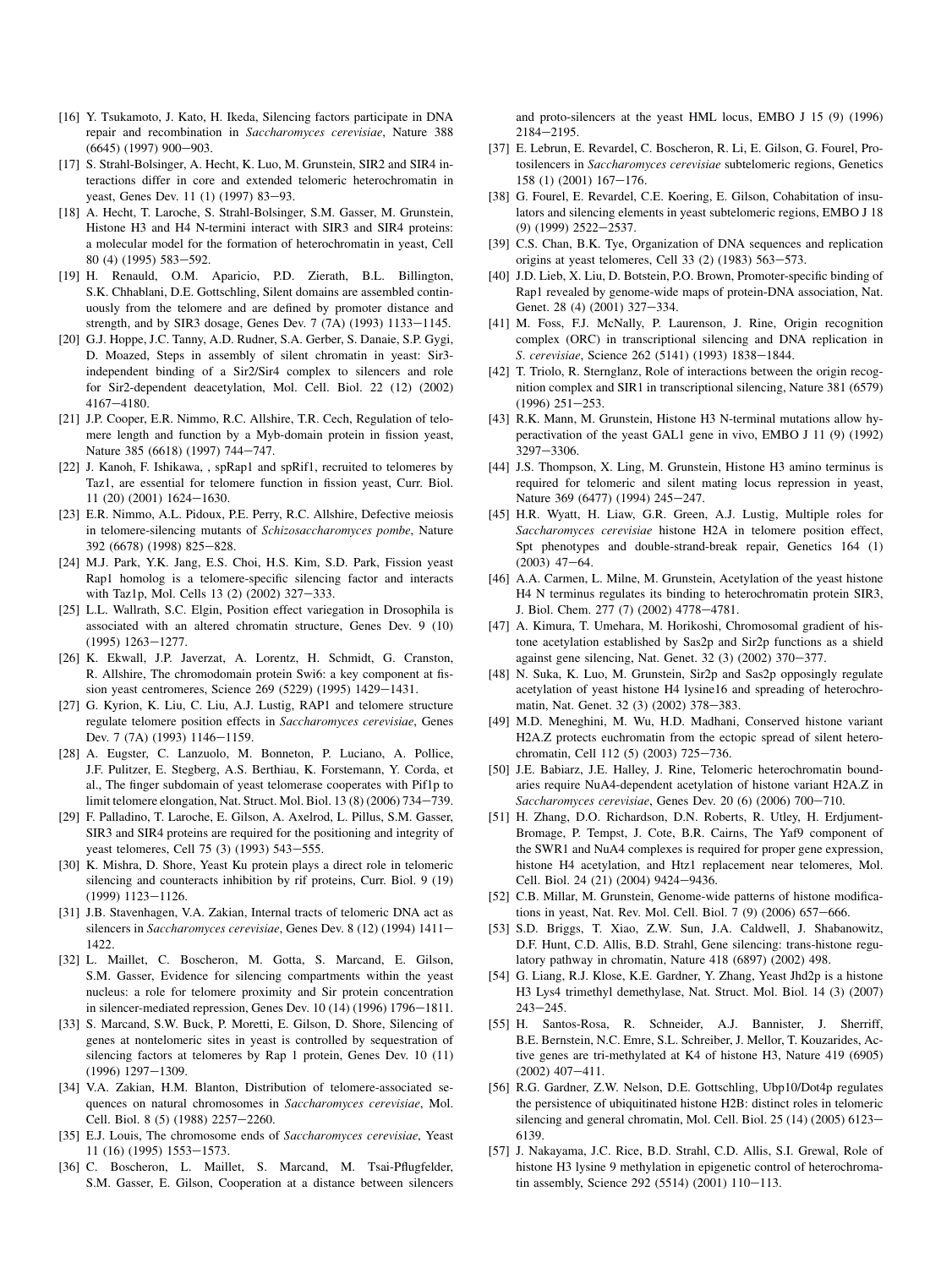[16] Y. Tsukamoto, J. Kato, H. Ikeda, Silencing factors participate in DNA repair and recombination in *Saccharomyces cerevisiae*, Nature 388 (6645) (1997) 900−903.

[17] S. Strahl-Bolsinger, A. Hecht, K. Luo, M. Grunstein, SIR2 and SIR4 interactions differ in core and extended telomeric heterochromatin in yeast, Genes Dev. 11 (1) (1997) 83−93.

[18] A. Hecht, T. Laroche, S. Strahl-Bolsinger, S.M. Gasser, M. Grunstein, Histone H3 and H4 N-termini interact with SIR3 and SIR4 proteins: a molecular model for the formation of heterochromatin in yeast, Cell 80 (4) (1995) 583−592.

[19] H. Renauld, O.M. Aparicio, P.D. Zierath, B.L. Billington, S.K. Chhablani, D.E. Gottschling, Silent domains are assembled continuously from the telomere and are defined by promoter distance and strength, and by SIR3 dosage, Genes Dev. 7 (7A) (1993) 1133−1145.

[20] G.J. Hoppe, J.C. Tanny, A.D. Rudner, S.A. Gerber, S. Danaie, S.P. Gygi, D. Moazed, Steps in assembly of silent chromatin in yeast: Sir3-independent binding of a Sir2/Sir4 complex to silencers and role for Sir2-dependent deacetylation, Mol. Cell. Biol. 22 (12) (2002) 4167−4180.

[21] J.P. Cooper, E.R. Nimmo, R.C. Allshire, T.R. Cech, Regulation of telomere length and function by a Myb-domain protein in fission yeast, Nature 385 (6618) (1997) 744−747.

[22] J. Kanoh, F. Ishikawa, , spRap1 and spRif1, recruited to telomeres by Taz1, are essential for telomere function in fission yeast, Curr. Biol. 11 (20) (2001) 1624−1630.

[23] E.R. Nimmo, A.L. Pidoux, P.E. Perry, R.C. Allshire, Defective meiosis in telomere-silencing mutants of *Schizosaccharomyces pombe*, Nature 392 (6678) (1998) 825−828.

[24] M.J. Park, Y.K. Jang, E.S. Choi, H.S. Kim, S.D. Park, Fission yeast Rap1 homolog is a telomere-specific silencing factor and interacts with Taz1p, Mol. Cells 13 (2) (2002) 327−333.

[25] L.L. Wallrath, S.C. Elgin, Position effect variegation in Drosophila is associated with an altered chromatin structure, Genes Dev. 9 (10) (1995) 1263−1277.

[26] K. Ekwall, J.P. Javerzat, A. Lorentz, H. Schmidt, G. Cranston, R. Allshire, The chromodomain protein Swi6: a key component at fission yeast centromeres, Science 269 (5229) (1995) 1429−1431.

[27] G. Kyrion, K. Liu, C. Liu, A.J. Lustig, RAP1 and telomere structure regulate telomere position effects in *Saccharomyces cerevisiae*, Genes Dev. 7 (7A) (1993) 1146−1159.

[28] A. Eugster, C. Lanzuolo, M. Bonneton, P. Luciano, A. Pollice, J.F. Pulitzer, E. Stegberg, A.S. Berthiau, K. Forstemann, Y. Corda, et al., The finger subdomain of yeast telomerase cooperates with Pif1p to limit telomere elongation, Nat. Struct. Mol. Biol. 13 (8) (2006) 734−739.

[29] F. Palladino, T. Laroche, E. Gilson, A. Axelrod, L. Pillus, S.M. Gasser, SIR3 and SIR4 proteins are required for the positioning and integrity of yeast telomeres, Cell 75 (3) (1993) 543−555.

[30] K. Mishra, D. Shore, Yeast Ku protein plays a direct role in telomeric silencing and counteracts inhibition by rif proteins, Curr. Biol. 9 (19) (1999) 1123−1126.

[31] J.B. Stavenhagen, V.A. Zakian, Internal tracts of telomeric DNA act as silencers in *Saccharomyces cerevisiae*, Genes Dev. 8 (12) (1994) 1411−1422.

[32] L. Maillet, C. Boscheron, M. Gotta, S. Marcand, E. Gilson, S.M. Gasser, Evidence for silencing compartments within the yeast nucleus: a role for telomere proximity and Sir protein concentration in silencer-mediated repression, Genes Dev. 10 (14) (1996) 1796−1811.

[33] S. Marcand, S.W. Buck, P. Moretti, E. Gilson, D. Shore, Silencing of genes at nontelomeric sites in yeast is controlled by sequestration of silencing factors at telomeres by Rap 1 protein, Genes Dev. 10 (11) (1996) 1297−1309.

[34] V.A. Zakian, H.M. Blanton, Distribution of telomere-associated sequences on natural chromosomes in *Saccharomyces cerevisiae*, Mol. Cell. Biol. 8 (5) (1988) 2257−2260.

[35] E.J. Louis, The chromosome ends of *Saccharomyces cerevisiae*, Yeast 11 (16) (1995) 1553−1573.

[36] C. Boscheron, L. Maillet, S. Marcand, M. Tsai-Pflugfelder, S.M. Gasser, E. Gilson, Cooperation at a distance between silencers and proto-silencers at the yeast HML locus, EMBO J 15 (9) (1996) 2184−2195.

[37] E. Lebrun, E. Revardel, C. Boscheron, R. Li, E. Gilson, G. Fourel, Protosilencers in *Saccharomyces cerevisiae* subtelomeric regions, Genetics 158 (1) (2001) 167−176.

[38] G. Fourel, E. Revardel, C.E. Koering, E. Gilson, Cohabitation of insulators and silencing elements in yeast subtelomeric regions, EMBO J 18 (9) (1999) 2522−2537.

[39] C.S. Chan, B.K. Tye, Organization of DNA sequences and replication origins at yeast telomeres, Cell 33 (2) (1983) 563−573.

[40] J.D. Lieb, X. Liu, D. Botstein, P.O. Brown, Promoter-specific binding of Rap1 revealed by genome-wide maps of protein-DNA association, Nat. Genet. 28 (4) (2001) 327−334.

[41] M. Foss, F.J. McNally, P. Laurenson, J. Rine, Origin recognition complex (ORC) in transcriptional silencing and DNA replication in *S. cerevisiae*, Science 262 (5141) (1993) 1838−1844.

[42] T. Triolo, R. Sternglanz, Role of interactions between the origin recognition complex and SIR1 in transcriptional silencing, Nature 381 (6579) (1996) 251−253.

[43] R.K. Mann, M. Grunstein, Histone H3 N-terminal mutations allow hyperactivation of the yeast GAL1 gene in vivo, EMBO J 11 (9) (1992) 3297−3306.

[44] J.S. Thompson, X. Ling, M. Grunstein, Histone H3 amino terminus is required for telomeric and silent mating locus repression in yeast, Nature 369 (6477) (1994) 245−247.

[45] H.R. Wyatt, H. Liaw, G.R. Green, A.J. Lustig, Multiple roles for *Saccharomyces cerevisiae* histone H2A in telomere position effect, Spt phenotypes and double-strand-break repair, Genetics 164 (1) (2003) 47−64.

[46] A.A. Carmen, L. Milne, M. Grunstein, Acetylation of the yeast histone H4 N terminus regulates its binding to heterochromatin protein SIR3, J. Biol. Chem. 277 (7) (2002) 4778−4781.

[47] A. Kimura, T. Umehara, M. Horikoshi, Chromosomal gradient of histone acetylation established by Sas2p and Sir2p functions as a shield against gene silencing, Nat. Genet. 32 (3) (2002) 370−377.

[48] N. Suka, K. Luo, M. Grunstein, Sir2p and Sas2p opposingly regulate acetylation of yeast histone H4 lysine16 and spreading of heterochromatin, Nat. Genet. 32 (3) (2002) 378−383.

[49] M.D. Meneghini, M. Wu, H.D. Madhani, Conserved histone variant H2A.Z protects euchromatin from the ectopic spread of silent heterochromatin, Cell 112 (5) (2003) 725−736.

[50] J.E. Babiarz, J.E. Halley, J. Rine, Telomeric heterochromatin boundaries require NuA4-dependent acetylation of histone variant H2A.Z in *Saccharomyces cerevisiae*, Genes Dev. 20 (6) (2006) 700−710.

[51] H. Zhang, D.O. Richardson, D.N. Roberts, R. Utley, H. Erdjument-Bromage, P. Tempst, J. Cote, B.R. Cairns, The Yaf9 component of the SWR1 and NuA4 complexes is required for proper gene expression, histone H4 acetylation, and Htz1 replacement near telomeres, Mol. Cell. Biol. 24 (21) (2004) 9424−9436.

[52] C.B. Millar, M. Grunstein, Genome-wide patterns of histone modifications in yeast, Nat. Rev. Mol. Cell. Biol. 7 (9) (2006) 657−666.

[53] S.D. Briggs, T. Xiao, Z.W. Sun, J.A. Caldwell, J. Shabanowitz, D.F. Hunt, C.D. Allis, B.D. Strahl, Gene silencing: trans-histone regulatory pathway in chromatin, Nature 418 (6897) (2002) 498.

[54] G. Liang, R.J. Klose, K.E. Gardner, Y. Zhang, Yeast Jhd2p is a histone H3 Lys4 trimethyl demethylase, Nat. Struct. Mol. Biol. 14 (3) (2007) 243−245.

[55] H. Santos-Rosa, R. Schneider, A.J. Bannister, J. Sherriff, B.E. Bernstein, N.C. Emre, S.L. Schreiber, J. Mellor, T. Kouzarides, Active genes are tri-methylated at K4 of histone H3, Nature 419 (6905) (2002) 407−411.

[56] R.G. Gardner, Z.W. Nelson, D.E. Gottschling, Ubp10/Dot4p regulates the persistence of ubiquitinated histone H2B: distinct roles in telomeric silencing and general chromatin, Mol. Cell. Biol. 25 (14) (2005) 6123−6139.

[57] J. Nakayama, J.C. Rice, B.D. Strahl, C.D. Allis, S.I. Grewal, Role of histone H3 lysine 9 methylation in epigenetic control of heterochromatin assembly, Science 292 (5514) (2001) 110−113.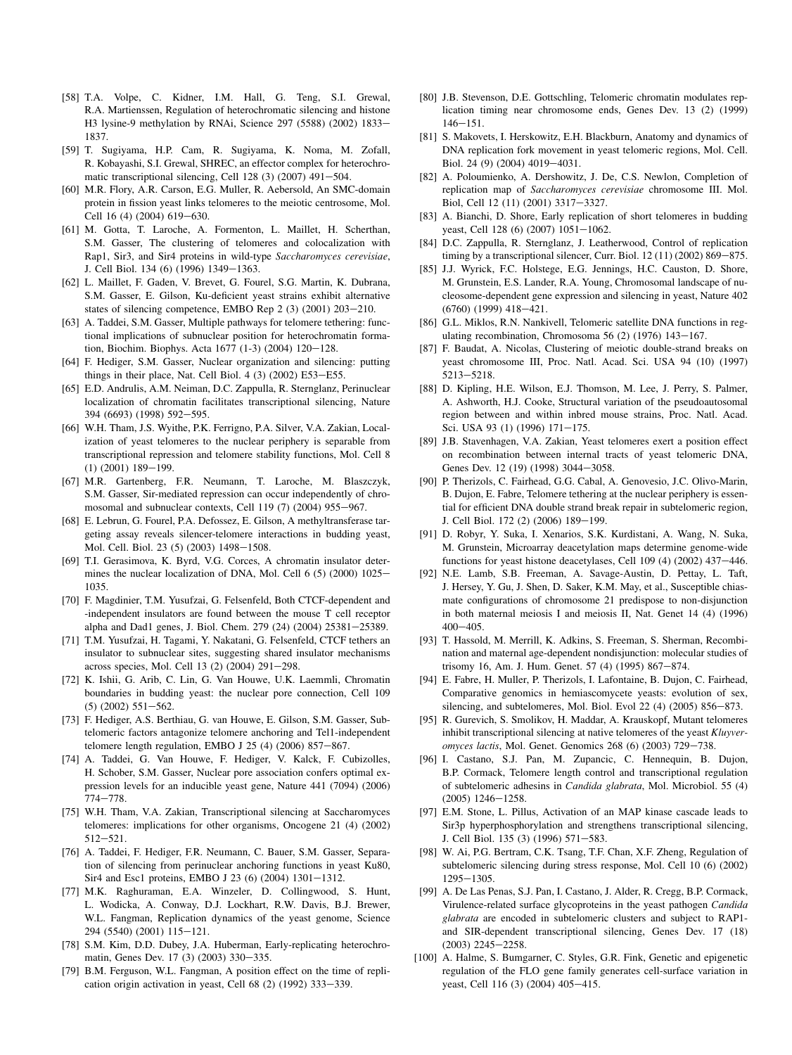[58] T.A. Volpe, C. Kidner, I.M. Hall, G. Teng, S.I. Grewal, R.A. Martienssen, Regulation of heterochromatic silencing and histone H3 lysine-9 methylation by RNAi, Science 297 (5588) (2002) 1833–1837.

[59] T. Sugiyama, H.P. Cam, R. Sugiyama, K. Noma, M. Zofall, R. Kobayashi, S.I. Grewal, SHREC, an effector complex for heterochromatic transcriptional silencing, Cell 128 (3) (2007) 491–504.

[60] M.R. Flory, A.R. Carson, E.G. Muller, R. Aebersold, An SMC-domain protein in fission yeast links telomeres to the meiotic centrosome, Mol. Cell 16 (4) (2004) 619–630.

[61] M. Gotta, T. Laroche, A. Formenton, L. Maillet, H. Scherthan, S.M. Gasser, The clustering of telomeres and colocalization with Rap1, Sir3, and Sir4 proteins in wild-type *Saccharomyces cerevisiae*, J. Cell Biol. 134 (6) (1996) 1349–1363.

[62] L. Maillet, F. Gaden, V. Brevet, G. Fourel, S.G. Martin, K. Dubrana, S.M. Gasser, E. Gilson, Ku-deficient yeast strains exhibit alternative states of silencing competence, EMBO Rep 2 (3) (2001) 203–210.

[63] A. Taddei, S.M. Gasser, Multiple pathways for telomere tethering: functional implications of subnuclear position for heterochromatin formation, Biochim. Biophys. Acta 1677 (1-3) (2004) 120–128.

[64] F. Hediger, S.M. Gasser, Nuclear organization and silencing: putting things in their place, Nat. Cell Biol. 4 (3) (2002) E53–E55.

[65] E.D. Andrulis, A.M. Neiman, D.C. Zappulla, R. Sternglanz, Perinuclear localization of chromatin facilitates transcriptional silencing, Nature 394 (6693) (1998) 592–595.

[66] W.H. Tham, J.S. Wyithe, P.K. Ferrigno, P.A. Silver, V.A. Zakian, Localization of yeast telomeres to the nuclear periphery is separable from transcriptional repression and telomere stability functions, Mol. Cell 8 (1) (2001) 189–199.

[67] M.R. Gartenberg, F.R. Neumann, T. Laroche, M. Blaszczyk, S.M. Gasser, Sir-mediated repression can occur independently of chromosomal and subnuclear contexts, Cell 119 (7) (2004) 955–967.

[68] E. Lebrun, G. Fourel, P.A. Defossez, E. Gilson, A methyltransferase targeting assay reveals silencer-telomere interactions in budding yeast, Mol. Cell. Biol. 23 (5) (2003) 1498–1508.

[69] T.I. Gerasimova, K. Byrd, V.G. Corces, A chromatin insulator determines the nuclear localization of DNA, Mol. Cell 6 (5) (2000) 1025–1035.

[70] F. Magdinier, T.M. Yusufzai, G. Felsenfeld, Both CTCF-dependent and -independent insulators are found between the mouse T cell receptor alpha and Dad1 genes, J. Biol. Chem. 279 (24) (2004) 25381–25389.

[71] T.M. Yusufzai, H. Tagami, Y. Nakatani, G. Felsenfeld, CTCF tethers an insulator to subnuclear sites, suggesting shared insulator mechanisms across species, Mol. Cell 13 (2) (2004) 291–298.

[72] K. Ishii, G. Arib, C. Lin, G. Van Houwe, U.K. Laemmli, Chromatin boundaries in budding yeast: the nuclear pore connection, Cell 109 (5) (2002) 551–562.

[73] F. Hediger, A.S. Berthiau, G. van Houwe, E. Gilson, S.M. Gasser, Subtelomeric factors antagonize telomere anchoring and Tel1-independent telomere length regulation, EMBO J 25 (4) (2006) 857–867.

[74] A. Taddei, G. Van Houwe, F. Hediger, V. Kalck, F. Cubizolles, H. Schober, S.M. Gasser, Nuclear pore association confers optimal expression levels for an inducible yeast gene, Nature 441 (7094) (2006) 774–778.

[75] W.H. Tham, V.A. Zakian, Transcriptional silencing at Saccharomyces telomeres: implications for other organisms, Oncogene 21 (4) (2002) 512–521.

[76] A. Taddei, F. Hediger, F.R. Neumann, C. Bauer, S.M. Gasser, Separation of silencing from perinuclear anchoring functions in yeast Ku80, Sir4 and Esc1 proteins, EMBO J 23 (6) (2004) 1301–1312.

[77] M.K. Raghuraman, E.A. Winzeler, D. Collingwood, S. Hunt, L. Wodicka, A. Conway, D.J. Lockhart, R.W. Davis, B.J. Brewer, W.L. Fangman, Replication dynamics of the yeast genome, Science 294 (5540) (2001) 115–121.

[78] S.M. Kim, D.D. Dubey, J.A. Huberman, Early-replicating heterochromatin, Genes Dev. 17 (3) (2003) 330–335.

[79] B.M. Ferguson, W.L. Fangman, A position effect on the time of replication origin activation in yeast, Cell 68 (2) (1992) 333–339.

[80] J.B. Stevenson, D.E. Gottschling, Telomeric chromatin modulates replication timing near chromosome ends, Genes Dev. 13 (2) (1999) 146–151.

[81] S. Makovets, I. Herskowitz, E.H. Blackburn, Anatomy and dynamics of DNA replication fork movement in yeast telomeric regions, Mol. Cell. Biol. 24 (9) (2004) 4019–4031.

[82] A. Poloumienko, A. Dershowitz, J. De, C.S. Newlon, Completion of replication map of *Saccharomyces cerevisiae* chromosome III. Mol. Biol, Cell 12 (11) (2001) 3317–3327.

[83] A. Bianchi, D. Shore, Early replication of short telomeres in budding yeast, Cell 128 (6) (2007) 1051–1062.

[84] D.C. Zappulla, R. Sternglanz, J. Leatherwood, Control of replication timing by a transcriptional silencer, Curr. Biol. 12 (11) (2002) 869–875.

[85] J.J. Wyrick, F.C. Holstege, E.G. Jennings, H.C. Causton, D. Shore, M. Grunstein, E.S. Lander, R.A. Young, Chromosomal landscape of nucleosome-dependent gene expression and silencing in yeast, Nature 402 (6760) (1999) 418–421.

[86] G.L. Miklos, R.N. Nankivell, Telomeric satellite DNA functions in regulating recombination, Chromosoma 56 (2) (1976) 143–167.

[87] F. Baudat, A. Nicolas, Clustering of meiotic double-strand breaks on yeast chromosome III, Proc. Natl. Acad. Sci. USA 94 (10) (1997) 5213–5218.

[88] D. Kipling, H.E. Wilson, E.J. Thomson, M. Lee, J. Perry, S. Palmer, A. Ashworth, H.J. Cooke, Structural variation of the pseudoautosomal region between and within inbred mouse strains, Proc. Natl. Acad. Sci. USA 93 (1) (1996) 171–175.

[89] J.B. Stavenhagen, V.A. Zakian, Yeast telomeres exert a position effect on recombination between internal tracts of yeast telomeric DNA, Genes Dev. 12 (19) (1998) 3044–3058.

[90] P. Therizols, C. Fairhead, G.G. Cabal, A. Genovesio, J.C. Olivo-Marin, B. Dujon, E. Fabre, Telomere tethering at the nuclear periphery is essential for efficient DNA double strand break repair in subtelomeric region, J. Cell Biol. 172 (2) (2006) 189–199.

[91] D. Robyr, Y. Suka, I. Xenarios, S.K. Kurdistani, A. Wang, N. Suka, M. Grunstein, Microarray deacetylation maps determine genome-wide functions for yeast histone deacetylases, Cell 109 (4) (2002) 437–446.

[92] N.E. Lamb, S.B. Freeman, A. Savage-Austin, D. Pettay, L. Taft, J. Hersey, Y. Gu, J. Shen, D. Saker, K.M. May, et al., Susceptible chiasmate configurations of chromosome 21 predispose to non-disjunction in both maternal meiosis I and meiosis II, Nat. Genet 14 (4) (1996) 400–405.

[93] T. Hassold, M. Merrill, K. Adkins, S. Freeman, S. Sherman, Recombination and maternal age-dependent nondisjunction: molecular studies of trisomy 16, Am. J. Hum. Genet. 57 (4) (1995) 867–874.

[94] E. Fabre, H. Muller, P. Therizols, I. Lafontaine, B. Dujon, C. Fairhead, Comparative genomics in hemiascomycete yeasts: evolution of sex, silencing, and subtelomeres, Mol. Biol. Evol 22 (4) (2005) 856–873.

[95] R. Gurevich, S. Smolikov, H. Maddar, A. Krauskopf, Mutant telomeres inhibit transcriptional silencing at native telomeres of the yeast *Kluyveromyces lactis*, Mol. Genet. Genomics 268 (6) (2003) 729–738.

[96] I. Castano, S.J. Pan, M. Zupancic, C. Hennequin, B. Dujon, B.P. Cormack, Telomere length control and transcriptional regulation of subtelomeric adhesins in *Candida glabrata*, Mol. Microbiol. 55 (4) (2005) 1246–1258.

[97] E.M. Stone, L. Pillus, Activation of an MAP kinase cascade leads to Sir3p hyperphosphorylation and strengthens transcriptional silencing, J. Cell Biol. 135 (3) (1996) 571–583.

[98] W. Ai, P.G. Bertram, C.K. Tsang, T.F. Chan, X.F. Zheng, Regulation of subtelomeric silencing during stress response, Mol. Cell 10 (6) (2002) 1295–1305.

[99] A. De Las Penas, S.J. Pan, I. Castano, J. Alder, R. Cregg, B.P. Cormack, Virulence-related surface glycoproteins in the yeast pathogen *Candida glabrata* are encoded in subtelomeric clusters and subject to RAP1- and SIR-dependent transcriptional silencing, Genes Dev. 17 (18) (2003) 2245–2258.

[100] A. Halme, S. Bumgarner, C. Styles, G.R. Fink, Genetic and epigenetic regulation of the FLO gene family generates cell-surface variation in yeast, Cell 116 (3) (2004) 405–415.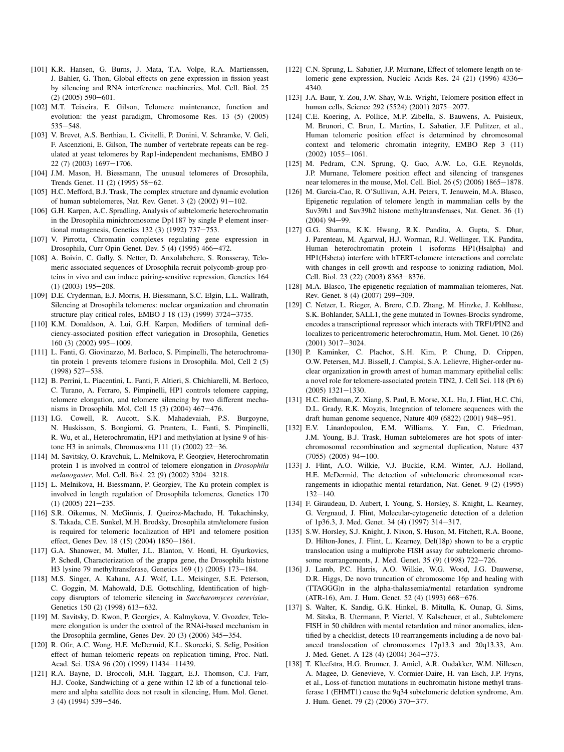[101] K.R. Hansen, G. Burns, J. Mata, T.A. Volpe, R.A. Martienssen, J. Bahler, G. Thon, Global effects on gene expression in fission yeast by silencing and RNA interference machineries, Mol. Cell. Biol. 25 (2) (2005) 590–601.

[102] M.T. Teixeira, E. Gilson, Telomere maintenance, function and evolution: the yeast paradigm, Chromosome Res. 13 (5) (2005) 535–548.

[103] V. Brevet, A.S. Berthiau, L. Civitelli, P. Donini, V. Schramke, V. Geli, F. Ascenzioni, E. Gilson, The number of vertebrate repeats can be regulated at yeast telomeres by Rap1-independent mechanisms, EMBO J 22 (7) (2003) 1697–1706.

[104] J.M. Mason, H. Biessmann, The unusual telomeres of Drosophila, Trends Genet. 11 (2) (1995) 58–62.

[105] H.C. Mefford, B.J. Trask, The complex structure and dynamic evolution of human subtelomeres, Nat. Rev. Genet. 3 (2) (2002) 91–102.

[106] G.H. Karpen, A.C. Spradling, Analysis of subtelomeric heterochromatin in the Drosophila minichromosome Dp1187 by single P element insertional mutagenesis, Genetics 132 (3) (1992) 737–753.

[107] V. Pirrotta, Chromatin complexes regulating gene expression in Drosophila, Curr Opin Genet. Dev. 5 (4) (1995) 466–472.

[108] A. Boivin, C. Gally, S. Netter, D. Anxolabehere, S. Ronsseray, Telomeric associated sequences of Drosophila recruit polycomb-group proteins in vivo and can induce pairing-sensitive repression, Genetics 164 (1) (2003) 195–208.

[109] D.E. Cryderman, E.J. Morris, H. Biessmann, S.C. Elgin, L.L. Wallrath, Silencing at Drosophila telomeres: nuclear organization and chromatin structure play critical roles, EMBO J 18 (13) (1999) 3724–3735.

[110] K.M. Donaldson, A. Lui, G.H. Karpen, Modifiers of terminal deficiency-associated position effect variegation in Drosophila, Genetics 160 (3) (2002) 995–1009.

[111] L. Fanti, G. Giovinazzo, M. Berloco, S. Pimpinelli, The heterochromatin protein 1 prevents telomere fusions in Drosophila. Mol, Cell 2 (5) (1998) 527–538.

[112] B. Perrini, L. Piacentini, L. Fanti, F. Altieri, S. Chichiarelli, M. Berloco, C. Turano, A. Ferraro, S. Pimpinelli, HP1 controls telomere capping, telomere elongation, and telomere silencing by two different mechanisms in Drosophila. Mol, Cell 15 (3) (2004) 467–476.

[113] I.G. Cowell, R. Aucott, S.K. Mahadevaiah, P.S. Burgoyne, N. Huskisson, S. Bongiorni, G. Prantera, L. Fanti, S. Pimpinelli, R. Wu, et al., Heterochromatin, HP1 and methylation at lysine 9 of histone H3 in animals, Chromosoma 111 (1) (2002) 22–36.

[114] M. Savitsky, O. Kravchuk, L. Melnikova, P. Georgiev, Heterochromatin protein 1 is involved in control of telomere elongation in *Drosophila melanogaster*, Mol. Cell. Biol. 22 (9) (2002) 3204–3218.

[115] L. Melnikova, H. Biessmann, P. Georgiev, The Ku protein complex is involved in length regulation of Drosophila telomeres, Genetics 170 (1) (2005) 221–235.

[116] S.R. Oikemus, N. McGinnis, J. Queiroz-Machado, H. Tukachinsky, S. Takada, C.E. Sunkel, M.H. Brodsky, Drosophila atm/telomere fusion is required for telomeric localization of HP1 and telomere position effect, Genes Dev. 18 (15) (2004) 1850–1861.

[117] G.A. Shanower, M. Muller, J.L. Blanton, V. Honti, H. Gyurkovics, P. Schedl, Characterization of the grappa gene, the Drosophila histone H3 lysine 79 methyltransferase, Genetics 169 (1) (2005) 173–184.

[118] M.S. Singer, A. Kahana, A.J. Wolf, L.L. Meisinger, S.E. Peterson, C. Goggin, M. Mahowald, D.E. Gottschling, Identification of high-copy disruptors of telomeric silencing in *Saccharomyces cerevisiae*, Genetics 150 (2) (1998) 613–632.

[119] M. Savitsky, D. Kwon, P. Georgiev, A. Kalmykova, V. Gvozdev, Telomere elongation is under the control of the RNAi-based mechanism in the Drosophila germline, Genes Dev. 20 (3) (2006) 345–354.

[120] R. Ofir, A.C. Wong, H.E. McDermid, K.L. Skorecki, S. Selig, Position effect of human telomeric repeats on replication timing, Proc. Natl. Acad. Sci. USA 96 (20) (1999) 11434–11439.

[121] R.A. Bayne, D. Broccoli, M.H. Taggart, E.J. Thomson, C.J. Farr, H.J. Cooke, Sandwiching of a gene within 12 kb of a functional telomere and alpha satellite does not result in silencing, Hum. Mol. Genet. 3 (4) (1994) 539–546.

[122] C.N. Sprung, L. Sabatier, J.P. Murnane, Effect of telomere length on telomeric gene expression, Nucleic Acids Res. 24 (21) (1996) 4336–4340.

[123] J.A. Baur, Y. Zou, J.W. Shay, W.E. Wright, Telomere position effect in human cells, Science 292 (5524) (2001) 2075–2077.

[124] C.E. Koering, A. Pollice, M.P. Zibella, S. Bauwens, A. Puisieux, M. Brunori, C. Brun, L. Martins, L. Sabatier, J.F. Pulitzer, et al., Human telomeric position effect is determined by chromosomal context and telomeric chromatin integrity, EMBO Rep 3 (11) (2002) 1055–1061.

[125] M. Pedram, C.N. Sprung, Q. Gao, A.W. Lo, G.E. Reynolds, J.P. Murnane, Telomere position effect and silencing of transgenes near telomeres in the mouse, Mol. Cell. Biol. 26 (5) (2006) 1865–1878.

[126] M. Garcia-Cao, R. O'Sullivan, A.H. Peters, T. Jenuwein, M.A. Blasco, Epigenetic regulation of telomere length in mammalian cells by the Suv39h1 and Suv39h2 histone methyltransferases, Nat. Genet. 36 (1) (2004) 94–99.

[127] G.G. Sharma, K.K. Hwang, R.K. Pandita, A. Gupta, S. Dhar, J. Parenteau, M. Agarwal, H.J. Worman, R.J. Wellinger, T.K. Pandita, Human heterochromatin protein 1 isoforms HP1(Hsalpha) and HP1(Hsbeta) interfere with hTERT-telomere interactions and correlate with changes in cell growth and response to ionizing radiation, Mol. Cell. Biol. 23 (22) (2003) 8363–8376.

[128] M.A. Blasco, The epigenetic regulation of mammalian telomeres, Nat. Rev. Genet. 8 (4) (2007) 299–309.

[129] C. Netzer, L. Rieger, A. Brero, C.D. Zhang, M. Hinzke, J. Kohlhase, S.K. Bohlander, SALL1, the gene mutated in Townes-Brocks syndrome, encodes a transcriptional repressor which interacts with TRF1/PIN2 and localizes to pericentromeric heterochromatin, Hum. Mol. Genet. 10 (26) (2001) 3017–3024.

[130] P. Kaminker, C. Plachot, S.H. Kim, P. Chung, D. Crippen, O.W. Petersen, M.J. Bissell, J. Campisi, S.A. Lelievre, Higher-order nuclear organization in growth arrest of human mammary epithelial cells: a novel role for telomere-associated protein TIN2, J. Cell Sci. 118 (Pt 6) (2005) 1321–1330.

[131] H.C. Riethman, Z. Xiang, S. Paul, E. Morse, X.L. Hu, J. Flint, H.C. Chi, D.L. Grady, R.K. Moyzis, Integration of telomere sequences with the draft human genome sequence, Nature 409 (6822) (2001) 948–951.

[132] E.V. Linardopoulou, E.M. Williams, Y. Fan, C. Friedman, J.M. Young, B.J. Trask, Human subtelomeres are hot spots of interchromosomal recombination and segmental duplication, Nature 437 (7055) (2005) 94–100.

[133] J. Flint, A.O. Wilkie, V.J. Buckle, R.M. Winter, A.J. Holland, H.E. McDermid, The detection of subtelomeric chromosomal rearrangements in idiopathic mental retardation, Nat. Genet. 9 (2) (1995) 132–140.

[134] F. Giraudeau, D. Aubert, I. Young, S. Horsley, S. Knight, L. Kearney, G. Vergnaud, J. Flint, Molecular-cytogenetic detection of a deletion of 1p36.3, J. Med. Genet. 34 (4) (1997) 314–317.

[135] S.W. Horsley, S.J. Knight, J. Nixon, S. Huson, M. Fitchett, R.A. Boone, D. Hilton-Jones, J. Flint, L. Kearney, Del(18p) shown to be a cryptic translocation using a multiprobe FISH assay for subtelomeric chromosome rearrangements, J. Med. Genet. 35 (9) (1998) 722–726.

[136] J. Lamb, P.C. Harris, A.O. Wilkie, W.G. Wood, J.G. Dauwerse, D.R. Higgs, De novo truncation of chromosome 16p and healing with (TTAGGG)n in the alpha-thalassemia/mental retardation syndrome (ATR-16), Am. J. Hum. Genet. 52 (4) (1993) 668–676.

[137] S. Walter, K. Sandig, G.K. Hinkel, B. Mitulla, K. Ounap, G. Sims, M. Sitska, B. Utermann, P. Viertel, V. Kalscheuer, et al., Subtelomere FISH in 50 children with mental retardation and minor anomalies, identified by a checklist, detects 10 rearrangements including a de novo balanced translocation of chromosomes 17p13.3 and 20q13.33, Am. J. Med. Genet. A 128 (4) (2004) 364–373.

[138] T. Kleefstra, H.G. Brunner, J. Amiel, A.R. Oudakker, W.M. Nillesen, A. Magee, D. Genevieve, V. Cormier-Daire, H. van Esch, J.P. Fryns, et al., Loss-of-function mutations in euchromatin histone methyl transferase 1 (EHMT1) cause the 9q34 subtelomeric deletion syndrome, Am. J. Hum. Genet. 79 (2) (2006) 370–377.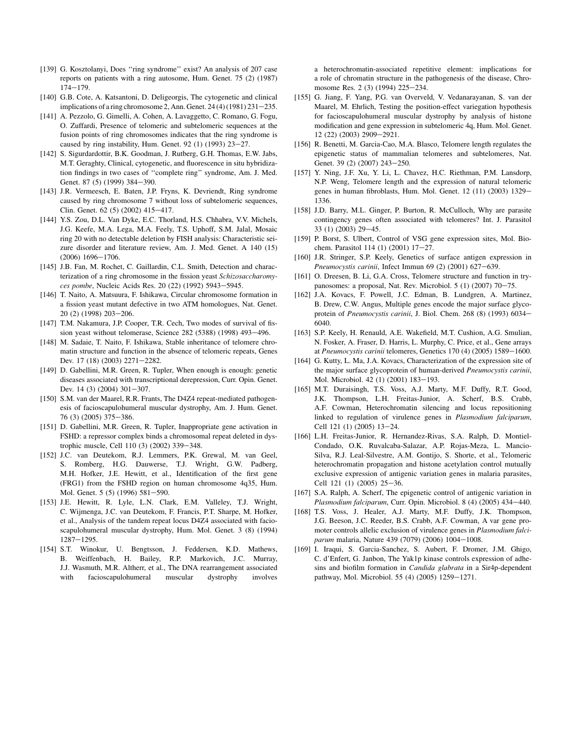[139] G. Kosztolanyi, Does ''ring syndrome'' exist? An analysis of 207 case reports on patients with a ring autosome, Hum. Genet. 75 (2) (1987) 174–179.

[140] G.B. Cote, A. Katsantoni, D. Deligeorgis, The cytogenetic and clinical implications of a ring chromosome 2, Ann. Genet. 24 (4) (1981) 231–235.

[141] A. Pezzolo, G. Gimelli, A. Cohen, A. Lavaggetto, C. Romano, G. Fogu, O. Zuffardi, Presence of telomeric and subtelomeric sequences at the fusion points of ring chromosomes indicates that the ring syndrome is caused by ring instability, Hum. Genet. 92 (1) (1993) 23–27.

[142] S. Sigurdardottir, B.K. Goodman, J. Rutberg, G.H. Thomas, E.W. Jabs, M.T. Geraghty, Clinical, cytogenetic, and fluorescence in situ hybridization findings in two cases of ''complete ring'' syndrome, Am. J. Med. Genet. 87 (5) (1999) 384–390.

[143] J.R. Vermeesch, E. Baten, J.P. Fryns, K. Devriendt, Ring syndrome caused by ring chromosome 7 without loss of subtelomeric sequences, Clin. Genet. 62 (5) (2002) 415–417.

[144] Y.S. Zou, D.L. Van Dyke, E.C. Thorland, H.S. Chhabra, V.V. Michels, J.G. Keefe, M.A. Lega, M.A. Feely, T.S. Uphoff, S.M. Jalal, Mosaic ring 20 with no detectable deletion by FISH analysis: Characteristic seizure disorder and literature review, Am. J. Med. Genet. A 140 (15) (2006) 1696–1706.

[145] J.B. Fan, M. Rochet, C. Gaillardin, C.L. Smith, Detection and characterization of a ring chromosome in the fission yeast *Schizosaccharomyces pombe*, Nucleic Acids Res. 20 (22) (1992) 5943–5945.

[146] T. Naito, A. Matsuura, F. Ishikawa, Circular chromosome formation in a fission yeast mutant defective in two ATM homologues, Nat. Genet. 20 (2) (1998) 203–206.

[147] T.M. Nakamura, J.P. Cooper, T.R. Cech, Two modes of survival of fission yeast without telomerase, Science 282 (5388) (1998) 493–496.

[148] M. Sadaie, T. Naito, F. Ishikawa, Stable inheritance of telomere chromatin structure and function in the absence of telomeric repeats, Genes Dev. 17 (18) (2003) 2271–2282.

[149] D. Gabellini, M.R. Green, R. Tupler, When enough is enough: genetic diseases associated with transcriptional derepression, Curr. Opin. Genet. Dev. 14 (3) (2004) 301–307.

[150] S.M. van der Maarel, R.R. Frants, The D4Z4 repeat-mediated pathogenesis of facioscapulohumeral muscular dystrophy, Am. J. Hum. Genet. 76 (3) (2005) 375–386.

[151] D. Gabellini, M.R. Green, R. Tupler, Inappropriate gene activation in FSHD: a repressor complex binds a chromosomal repeat deleted in dystrophic muscle, Cell 110 (3) (2002) 339–348.

[152] J.C. van Deutekom, R.J. Lemmers, P.K. Grewal, M. van Geel, S. Romberg, H.G. Dauwerse, T.J. Wright, G.W. Padberg, M.H. Hofker, J.E. Hewitt, et al., Identification of the first gene (FRG1) from the FSHD region on human chromosome 4q35, Hum. Mol. Genet. 5 (5) (1996) 581–590.

[153] J.E. Hewitt, R. Lyle, L.N. Clark, E.M. Valleley, T.J. Wright, C. Wijmenga, J.C. van Deutekom, F. Francis, P.T. Sharpe, M. Hofker, et al., Analysis of the tandem repeat locus D4Z4 associated with facioscapulohumeral muscular dystrophy, Hum. Mol. Genet. 3 (8) (1994) 1287–1295.

[154] S.T. Winokur, U. Bengtsson, J. Feddersen, K.D. Mathews, B. Weiffenbach, H. Bailey, R.P. Markovich, J.C. Murray, J.J. Wasmuth, M.R. Altherr, et al., The DNA rearrangement associated with facioscapulohumeral muscular dystrophy involves a heterochromatin-associated repetitive element: implications for a role of chromatin structure in the pathogenesis of the disease, Chromosome Res. 2 (3) (1994) 225–234.

[155] G. Jiang, F. Yang, P.G. van Overveld, V. Vedanarayanan, S. van der Maarel, M. Ehrlich, Testing the position-effect variegation hypothesis for facioscapulohumeral muscular dystrophy by analysis of histone modification and gene expression in subtelomeric 4q, Hum. Mol. Genet. 12 (22) (2003) 2909–2921.

[156] R. Benetti, M. Garcia-Cao, M.A. Blasco, Telomere length regulates the epigenetic status of mammalian telomeres and subtelomeres, Nat. Genet. 39 (2) (2007) 243–250.

[157] Y. Ning, J.F. Xu, Y. Li, L. Chavez, H.C. Riethman, P.M. Lansdorp, N.P. Weng, Telomere length and the expression of natural telomeric genes in human fibroblasts, Hum. Mol. Genet. 12 (11) (2003) 1329–1336.

[158] J.D. Barry, M.L. Ginger, P. Burton, R. McCulloch, Why are parasite contingency genes often associated with telomeres? Int. J. Parasitol 33 (1) (2003) 29–45.

[159] P. Borst, S. Ulbert, Control of VSG gene expression sites, Mol. Biochem. Parasitol 114 (1) (2001) 17–27.

[160] J.R. Stringer, S.P. Keely, Genetics of surface antigen expression in *Pneumocystis carinii*, Infect Immun 69 (2) (2001) 627–639.

[161] O. Dreesen, B. Li, G.A. Cross, Telomere structure and function in trypanosomes: a proposal, Nat. Rev. Microbiol. 5 (1) (2007) 70–75.

[162] J.A. Kovacs, F. Powell, J.C. Edman, B. Lundgren, A. Martinez, B. Drew, C.W. Angus, Multiple genes encode the major surface glycoprotein of *Pneumocystis carinii*, J. Biol. Chem. 268 (8) (1993) 6034–6040.

[163] S.P. Keely, H. Renauld, A.E. Wakefield, M.T. Cushion, A.G. Smulian, N. Fosker, A. Fraser, D. Harris, L. Murphy, C. Price, et al., Gene arrays at *Pneumocystis carinii* telomeres, Genetics 170 (4) (2005) 1589–1600.

[164] G. Kutty, L. Ma, J.A. Kovacs, Characterization of the expression site of the major surface glycoprotein of human-derived *Pneumocystis carinii*, Mol. Microbiol. 42 (1) (2001) 183–193.

[165] M.T. Duraisingh, T.S. Voss, A.J. Marty, M.F. Duffy, R.T. Good, J.K. Thompson, L.H. Freitas-Junior, A. Scherf, B.S. Crabb, A.F. Cowman, Heterochromatin silencing and locus repositioning linked to regulation of virulence genes in *Plasmodium falciparum*, Cell 121 (1) (2005) 13–24.

[166] L.H. Freitas-Junior, R. Hernandez-Rivas, S.A. Ralph, D. Montiel-Condado, O.K. Ruvalcaba-Salazar, A.P. Rojas-Meza, L. Mancio-Silva, R.J. Leal-Silvestre, A.M. Gontijo, S. Shorte, et al., Telomeric heterochromatin propagation and histone acetylation control mutually exclusive expression of antigenic variation genes in malaria parasites, Cell 121 (1) (2005) 25–36.

[167] S.A. Ralph, A. Scherf, The epigenetic control of antigenic variation in *Plasmodium falciparum*, Curr. Opin. Microbiol. 8 (4) (2005) 434–440.

[168] T.S. Voss, J. Healer, A.J. Marty, M.F. Duffy, J.K. Thompson, J.G. Beeson, J.C. Reeder, B.S. Crabb, A.F. Cowman, A var gene promoter controls allelic exclusion of virulence genes in *Plasmodium falciparum* malaria, Nature 439 (7079) (2006) 1004–1008.

[169] I. Iraqui, S. Garcia-Sanchez, S. Aubert, F. Dromer, J.M. Ghigo, C. d'Enfert, G. Janbon, The Yak1p kinase controls expression of adhesins and biofilm formation in *Candida glabrata* in a Sir4p-dependent pathway, Mol. Microbiol. 55 (4) (2005) 1259–1271.